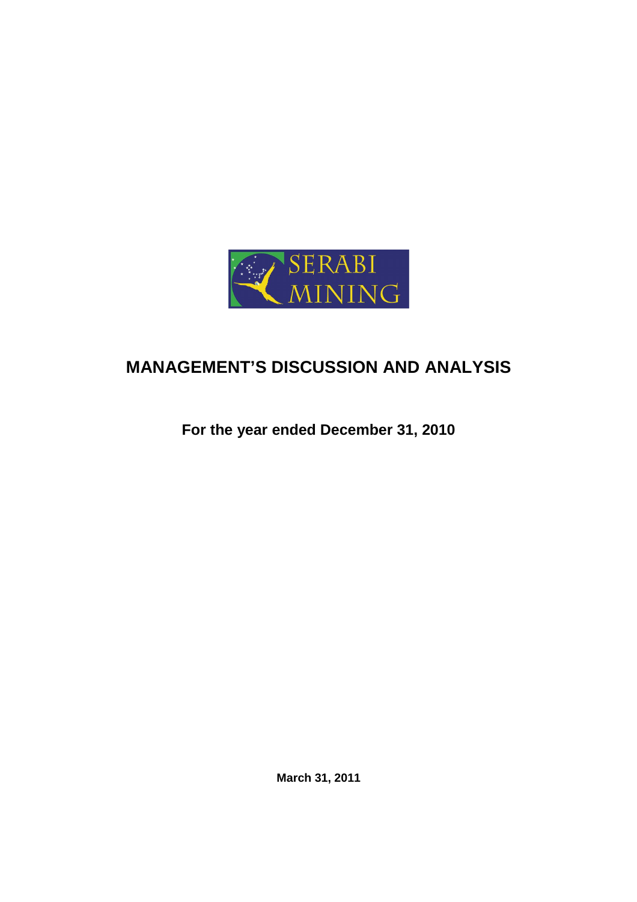SERABI MINING

# MANAGEMENT'S DISCUSSION AND ANALYSIS

**For the year ended December 31, 2010**

**March 31, 2011**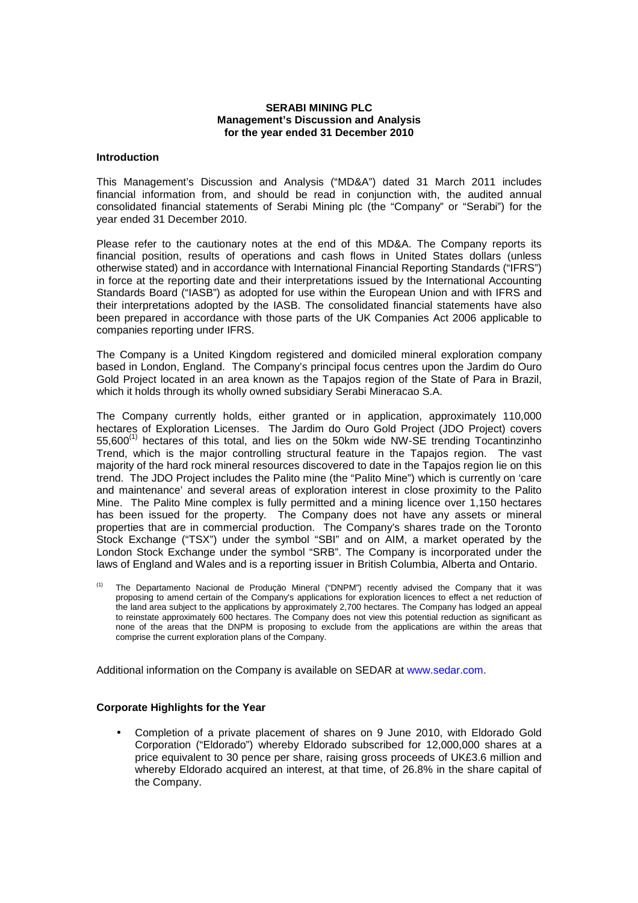**SERABI MINING PLC**
**Management's Discussion and Analysis**
**for the year ended 31 December 2010**

## Introduction

This Management's Discussion and Analysis ("MD&A") dated 31 March 2011 includes financial information from, and should be read in conjunction with, the audited annual consolidated financial statements of Serabi Mining plc (the "Company" or "Serabi") for the year ended 31 December 2010.

Please refer to the cautionary notes at the end of this MD&A. The Company reports its financial position, results of operations and cash flows in United States dollars (unless otherwise stated) and in accordance with International Financial Reporting Standards ("IFRS") in force at the reporting date and their interpretations issued by the International Accounting Standards Board ("IASB") as adopted for use within the European Union and with IFRS and their interpretations adopted by the IASB. The consolidated financial statements have also been prepared in accordance with those parts of the UK Companies Act 2006 applicable to companies reporting under IFRS.

The Company is a United Kingdom registered and domiciled mineral exploration company based in London, England. The Company's principal focus centres upon the Jardim do Ouro Gold Project located in an area known as the Tapajos region of the State of Para in Brazil, which it holds through its wholly owned subsidiary Serabi Mineracao S.A.

The Company currently holds, either granted or in application, approximately 110,000 hectares of Exploration Licenses. The Jardim do Ouro Gold Project (JDO Project) covers 55,600[(1)] hectares of this total, and lies on the 50km wide NW-SE trending Tocantinzinho Trend, which is the major controlling structural feature in the Tapajos region. The vast majority of the hard rock mineral resources discovered to date in the Tapajos region lie on this trend. The JDO Project includes the Palito mine (the "Palito Mine") which is currently on 'care and maintenance' and several areas of exploration interest in close proximity to the Palito Mine. The Palito Mine complex is fully permitted and a mining licence over 1,150 hectares has been issued for the property. The Company does not have any assets or mineral properties that are in commercial production. The Company's shares trade on the Toronto Stock Exchange ("TSX") under the symbol "SBI" and on AIM, a market operated by the London Stock Exchange under the symbol "SRB". The Company is incorporated under the laws of England and Wales and is a reporting issuer in British Columbia, Alberta and Ontario.

(1) The Departamento Nacional de Produção Mineral ("DNPM") recently advised the Company that it was proposing to amend certain of the Company's applications for exploration licences to effect a net reduction of the land area subject to the applications by approximately 2,700 hectares. The Company has lodged an appeal to reinstate approximately 600 hectares. The Company does not view this potential reduction as significant as none of the areas that the DNPM is proposing to exclude from the applications are within the areas that comprise the current exploration plans of the Company.

Additional information on the Company is available on SEDAR at www.sedar.com.

## Corporate Highlights for the Year

- Completion of a private placement of shares on 9 June 2010, with Eldorado Gold Corporation ("Eldorado") whereby Eldorado subscribed for 12,000,000 shares at a price equivalent to 30 pence per share, raising gross proceeds of UK£3.6 million and whereby Eldorado acquired an interest, at that time, of 26.8% in the share capital of the Company.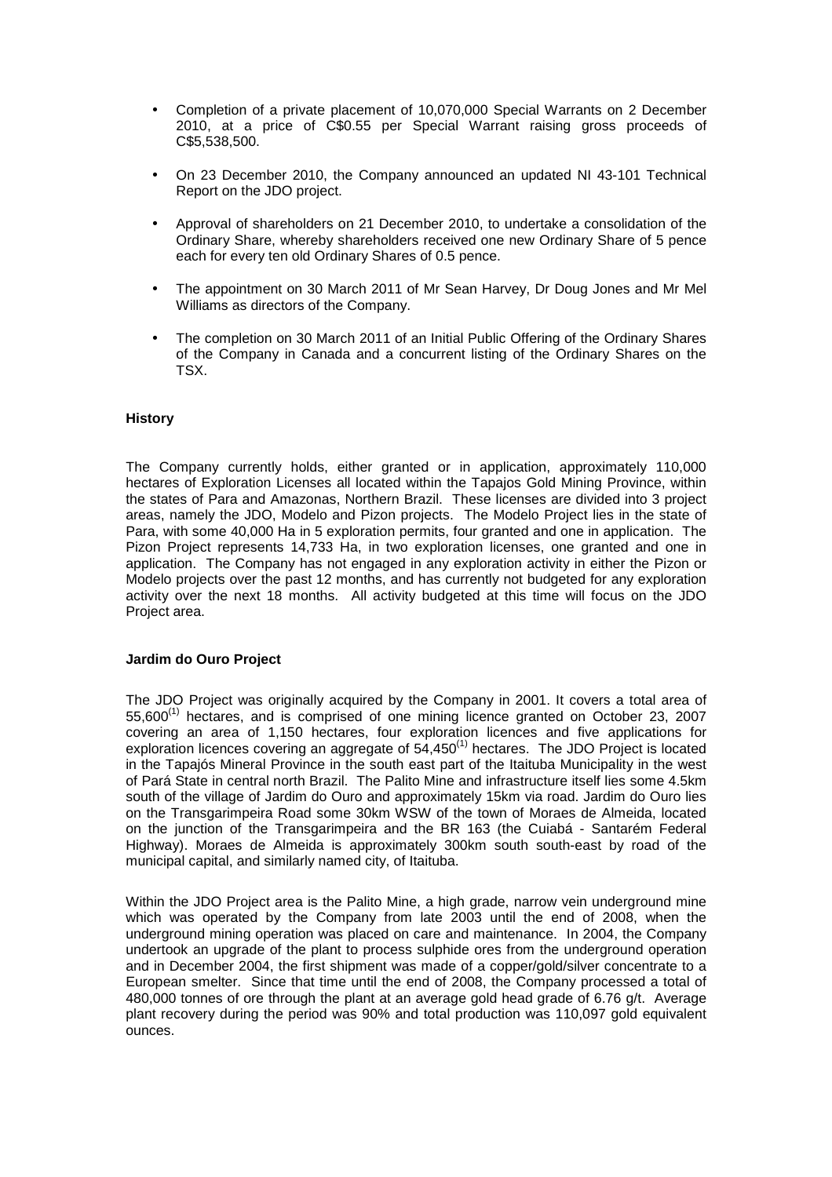- Completion of a private placement of 10,070,000 Special Warrants on 2 December 2010, at a price of C$0.55 per Special Warrant raising gross proceeds of C$5,538,500.
- On 23 December 2010, the Company announced an updated NI 43-101 Technical Report on the JDO project.
- Approval of shareholders on 21 December 2010, to undertake a consolidation of the Ordinary Share, whereby shareholders received one new Ordinary Share of 5 pence each for every ten old Ordinary Shares of 0.5 pence.
- The appointment on 30 March 2011 of Mr Sean Harvey, Dr Doug Jones and Mr Mel Williams as directors of the Company.
- The completion on 30 March 2011 of an Initial Public Offering of the Ordinary Shares of the Company in Canada and a concurrent listing of the Ordinary Shares on the TSX.

**History**

The Company currently holds, either granted or in application, approximately 110,000 hectares of Exploration Licenses all located within the Tapajos Gold Mining Province, within the states of Para and Amazonas, Northern Brazil. These licenses are divided into 3 project areas, namely the JDO, Modelo and Pizon projects. The Modelo Project lies in the state of Para, with some 40,000 Ha in 5 exploration permits, four granted and one in application. The Pizon Project represents 14,733 Ha, in two exploration licenses, one granted and one in application. The Company has not engaged in any exploration activity in either the Pizon or Modelo projects over the past 12 months, and has currently not budgeted for any exploration activity over the next 18 months. All activity budgeted at this time will focus on the JDO Project area.

**Jardim do Ouro Project**

The JDO Project was originally acquired by the Company in 2001. It covers a total area of 55,600[(1)] hectares, and is comprised of one mining licence granted on October 23, 2007 covering an area of 1,150 hectares, four exploration licences and five applications for exploration licences covering an aggregate of 54,450[(1)] hectares. The JDO Project is located in the Tapajós Mineral Province in the south east part of the Itaituba Municipality in the west of Pará State in central north Brazil. The Palito Mine and infrastructure itself lies some 4.5km south of the village of Jardim do Ouro and approximately 15km via road. Jardim do Ouro lies on the Transgarimpeira Road some 30km WSW of the town of Moraes de Almeida, located on the junction of the Transgarimpeira and the BR 163 (the Cuiabá - Santarém Federal Highway). Moraes de Almeida is approximately 300km south south-east by road of the municipal capital, and similarly named city, of Itaituba.

Within the JDO Project area is the Palito Mine, a high grade, narrow vein underground mine which was operated by the Company from late 2003 until the end of 2008, when the underground mining operation was placed on care and maintenance. In 2004, the Company undertook an upgrade of the plant to process sulphide ores from the underground operation and in December 2004, the first shipment was made of a copper/gold/silver concentrate to a European smelter. Since that time until the end of 2008, the Company processed a total of 480,000 tonnes of ore through the plant at an average gold head grade of 6.76 g/t. Average plant recovery during the period was 90% and total production was 110,097 gold equivalent ounces.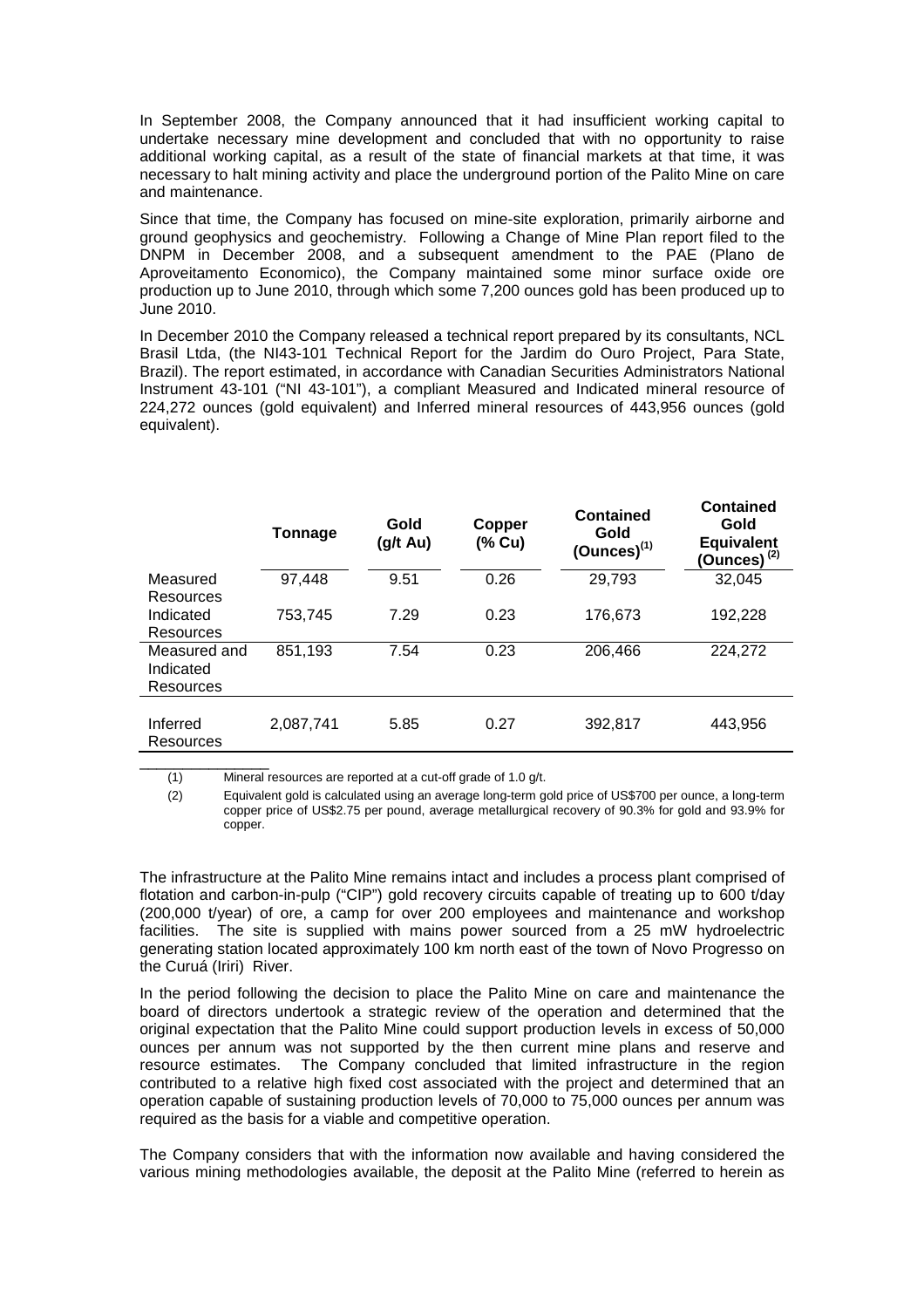In September 2008, the Company announced that it had insufficient working capital to undertake necessary mine development and concluded that with no opportunity to raise additional working capital, as a result of the state of financial markets at that time, it was necessary to halt mining activity and place the underground portion of the Palito Mine on care and maintenance.

Since that time, the Company has focused on mine-site exploration, primarily airborne and ground geophysics and geochemistry. Following a Change of Mine Plan report filed to the DNPM in December 2008, and a subsequent amendment to the PAE (Plano de Aproveitamento Economico), the Company maintained some minor surface oxide ore production up to June 2010, through which some 7,200 ounces gold has been produced up to June 2010.

In December 2010 the Company released a technical report prepared by its consultants, NCL Brasil Ltda, (the NI43-101 Technical Report for the Jardim do Ouro Project, Para State, Brazil). The report estimated, in accordance with Canadian Securities Administrators National Instrument 43-101 ("NI 43-101"), a compliant Measured and Indicated mineral resource of 224,272 ounces (gold equivalent) and Inferred mineral resources of 443,956 ounces (gold equivalent).

| | Tonnage | Gold (g/t Au) | Copper (% Cu) | Contained Gold (Ounces)[1] | Contained Gold Equivalent (Ounces)[2] |
|---|---|---|---|---|---|
| Measured Resources | 97,448 | 9.51 | 0.26 | 29,793 | 32,045 |
| Indicated Resources | 753,745 | 7.29 | 0.23 | 176,673 | 192,228 |
| Measured and Indicated Resources | 851,193 | 7.54 | 0.23 | 206,466 | 224,272 |
| Inferred Resources | 2,087,741 | 5.85 | 0.27 | 392,817 | 443,956 |

(1) Mineral resources are reported at a cut-off grade of 1.0 g/t.

(2) Equivalent gold is calculated using an average long-term gold price of US$700 per ounce, a long-term copper price of US$2.75 per pound, average metallurgical recovery of 90.3% for gold and 93.9% for copper.

The infrastructure at the Palito Mine remains intact and includes a process plant comprised of flotation and carbon-in-pulp ("CIP") gold recovery circuits capable of treating up to 600 t/day (200,000 t/year) of ore, a camp for over 200 employees and maintenance and workshop facilities. The site is supplied with mains power sourced from a 25 mW hydroelectric generating station located approximately 100 km north east of the town of Novo Progresso on the Curuá (Iriri) River.

In the period following the decision to place the Palito Mine on care and maintenance the board of directors undertook a strategic review of the operation and determined that the original expectation that the Palito Mine could support production levels in excess of 50,000 ounces per annum was not supported by the then current mine plans and reserve and resource estimates. The Company concluded that limited infrastructure in the region contributed to a relative high fixed cost associated with the project and determined that an operation capable of sustaining production levels of 70,000 to 75,000 ounces per annum was required as the basis for a viable and competitive operation.

The Company considers that with the information now available and having considered the various mining methodologies available, the deposit at the Palito Mine (referred to herein as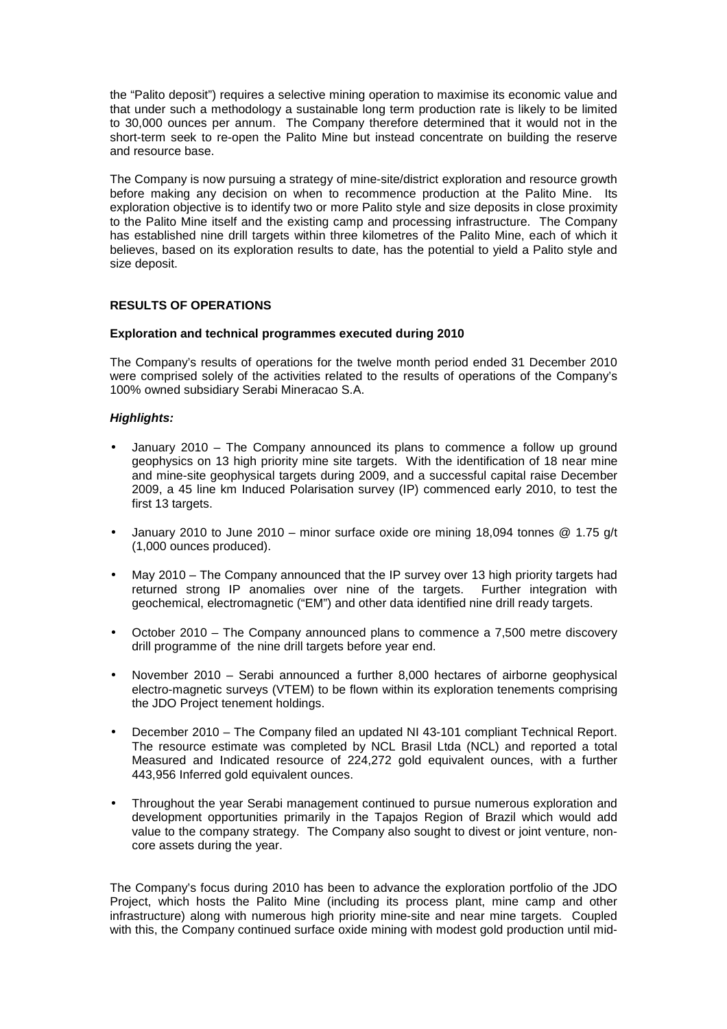the "Palito deposit") requires a selective mining operation to maximise its economic value and that under such a methodology a sustainable long term production rate is likely to be limited to 30,000 ounces per annum. The Company therefore determined that it would not in the short-term seek to re-open the Palito Mine but instead concentrate on building the reserve and resource base.

The Company is now pursuing a strategy of mine-site/district exploration and resource growth before making any decision on when to recommence production at the Palito Mine. Its exploration objective is to identify two or more Palito style and size deposits in close proximity to the Palito Mine itself and the existing camp and processing infrastructure. The Company has established nine drill targets within three kilometres of the Palito Mine, each of which it believes, based on its exploration results to date, has the potential to yield a Palito style and size deposit.

## RESULTS OF OPERATIONS

### Exploration and technical programmes executed during 2010

The Company's results of operations for the twelve month period ended 31 December 2010 were comprised solely of the activities related to the results of operations of the Company's 100% owned subsidiary Serabi Mineracao S.A.

***Highlights:***

- January 2010 – The Company announced its plans to commence a follow up ground geophysics on 13 high priority mine site targets. With the identification of 18 near mine and mine-site geophysical targets during 2009, and a successful capital raise December 2009, a 45 line km Induced Polarisation survey (IP) commenced early 2010, to test the first 13 targets.
- January 2010 to June 2010 – minor surface oxide ore mining 18,094 tonnes @ 1.75 g/t (1,000 ounces produced).
- May 2010 – The Company announced that the IP survey over 13 high priority targets had returned strong IP anomalies over nine of the targets. Further integration with geochemical, electromagnetic ("EM") and other data identified nine drill ready targets.
- October 2010 – The Company announced plans to commence a 7,500 metre discovery drill programme of the nine drill targets before year end.
- November 2010 – Serabi announced a further 8,000 hectares of airborne geophysical electro-magnetic surveys (VTEM) to be flown within its exploration tenements comprising the JDO Project tenement holdings.
- December 2010 – The Company filed an updated NI 43-101 compliant Technical Report. The resource estimate was completed by NCL Brasil Ltda (NCL) and reported a total Measured and Indicated resource of 224,272 gold equivalent ounces, with a further 443,956 Inferred gold equivalent ounces.
- Throughout the year Serabi management continued to pursue numerous exploration and development opportunities primarily in the Tapajos Region of Brazil which would add value to the company strategy. The Company also sought to divest or joint venture, non-core assets during the year.

The Company's focus during 2010 has been to advance the exploration portfolio of the JDO Project, which hosts the Palito Mine (including its process plant, mine camp and other infrastructure) along with numerous high priority mine-site and near mine targets. Coupled with this, the Company continued surface oxide mining with modest gold production until mid-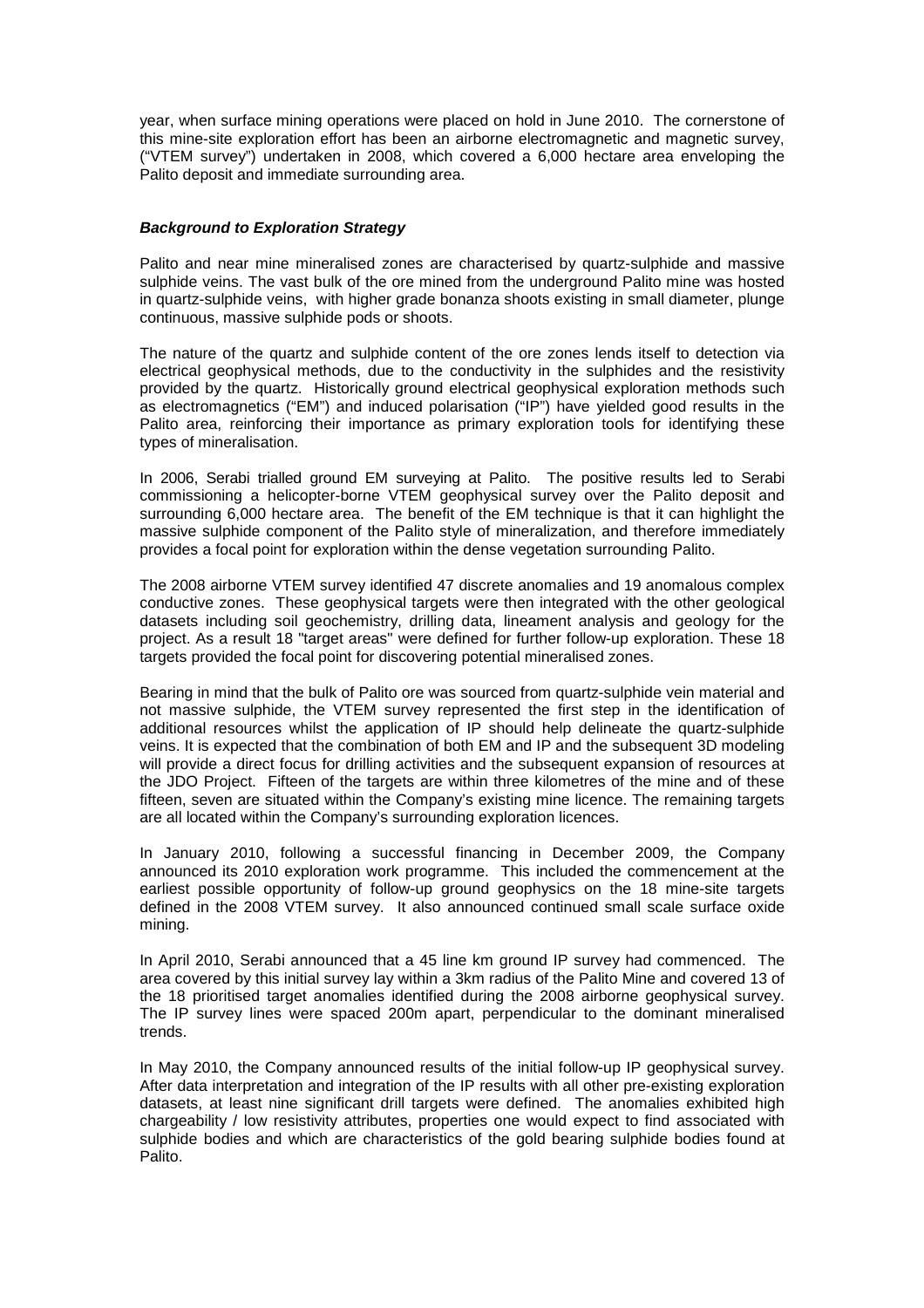year, when surface mining operations were placed on hold in June 2010. The cornerstone of this mine-site exploration effort has been an airborne electromagnetic and magnetic survey, ("VTEM survey") undertaken in 2008, which covered a 6,000 hectare area enveloping the Palito deposit and immediate surrounding area.

***Background to Exploration Strategy***

Palito and near mine mineralised zones are characterised by quartz-sulphide and massive sulphide veins. The vast bulk of the ore mined from the underground Palito mine was hosted in quartz-sulphide veins, with higher grade bonanza shoots existing in small diameter, plunge continuous, massive sulphide pods or shoots.

The nature of the quartz and sulphide content of the ore zones lends itself to detection via electrical geophysical methods, due to the conductivity in the sulphides and the resistivity provided by the quartz. Historically ground electrical geophysical exploration methods such as electromagnetics ("EM") and induced polarisation ("IP") have yielded good results in the Palito area, reinforcing their importance as primary exploration tools for identifying these types of mineralisation.

In 2006, Serabi trialled ground EM surveying at Palito. The positive results led to Serabi commissioning a helicopter-borne VTEM geophysical survey over the Palito deposit and surrounding 6,000 hectare area. The benefit of the EM technique is that it can highlight the massive sulphide component of the Palito style of mineralization, and therefore immediately provides a focal point for exploration within the dense vegetation surrounding Palito.

The 2008 airborne VTEM survey identified 47 discrete anomalies and 19 anomalous complex conductive zones. These geophysical targets were then integrated with the other geological datasets including soil geochemistry, drilling data, lineament analysis and geology for the project. As a result 18 "target areas" were defined for further follow-up exploration. These 18 targets provided the focal point for discovering potential mineralised zones.

Bearing in mind that the bulk of Palito ore was sourced from quartz-sulphide vein material and not massive sulphide, the VTEM survey represented the first step in the identification of additional resources whilst the application of IP should help delineate the quartz-sulphide veins. It is expected that the combination of both EM and IP and the subsequent 3D modeling will provide a direct focus for drilling activities and the subsequent expansion of resources at the JDO Project. Fifteen of the targets are within three kilometres of the mine and of these fifteen, seven are situated within the Company's existing mine licence. The remaining targets are all located within the Company's surrounding exploration licences.

In January 2010, following a successful financing in December 2009, the Company announced its 2010 exploration work programme. This included the commencement at the earliest possible opportunity of follow-up ground geophysics on the 18 mine-site targets defined in the 2008 VTEM survey. It also announced continued small scale surface oxide mining.

In April 2010, Serabi announced that a 45 line km ground IP survey had commenced. The area covered by this initial survey lay within a 3km radius of the Palito Mine and covered 13 of the 18 prioritised target anomalies identified during the 2008 airborne geophysical survey. The IP survey lines were spaced 200m apart, perpendicular to the dominant mineralised trends.

In May 2010, the Company announced results of the initial follow-up IP geophysical survey. After data interpretation and integration of the IP results with all other pre-existing exploration datasets, at least nine significant drill targets were defined. The anomalies exhibited high chargeability / low resistivity attributes, properties one would expect to find associated with sulphide bodies and which are characteristics of the gold bearing sulphide bodies found at Palito.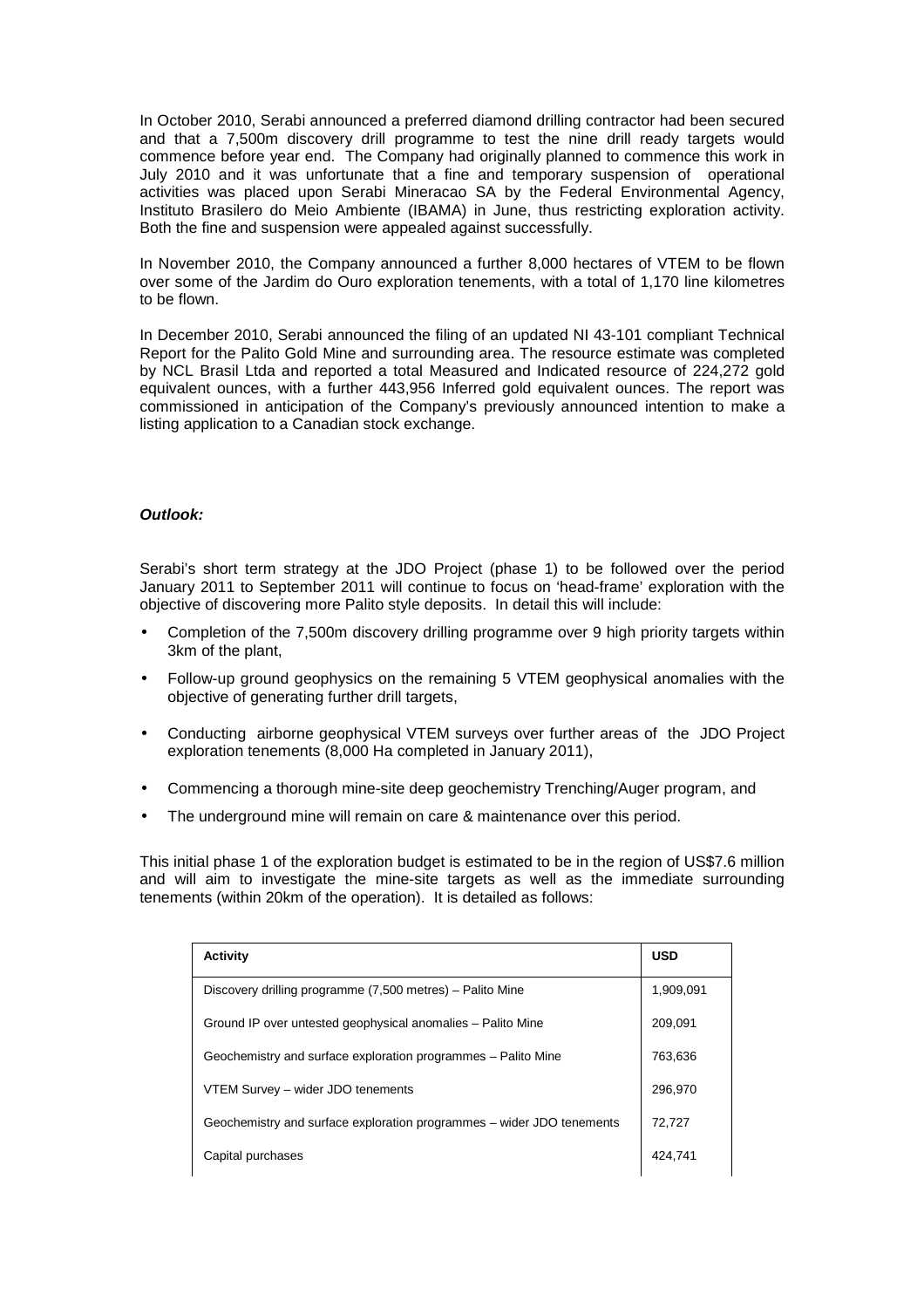In October 2010, Serabi announced a preferred diamond drilling contractor had been secured and that a 7,500m discovery drill programme to test the nine drill ready targets would commence before year end. The Company had originally planned to commence this work in July 2010 and it was unfortunate that a fine and temporary suspension of operational activities was placed upon Serabi Mineracao SA by the Federal Environmental Agency, Instituto Brasilero do Meio Ambiente (IBAMA) in June, thus restricting exploration activity. Both the fine and suspension were appealed against successfully.

In November 2010, the Company announced a further 8,000 hectares of VTEM to be flown over some of the Jardim do Ouro exploration tenements, with a total of 1,170 line kilometres to be flown.

In December 2010, Serabi announced the filing of an updated NI 43-101 compliant Technical Report for the Palito Gold Mine and surrounding area. The resource estimate was completed by NCL Brasil Ltda and reported a total Measured and Indicated resource of 224,272 gold equivalent ounces, with a further 443,956 Inferred gold equivalent ounces. The report was commissioned in anticipation of the Company's previously announced intention to make a listing application to a Canadian stock exchange.

***Outlook:***

Serabi's short term strategy at the JDO Project (phase 1) to be followed over the period January 2011 to September 2011 will continue to focus on 'head-frame' exploration with the objective of discovering more Palito style deposits. In detail this will include:

- Completion of the 7,500m discovery drilling programme over 9 high priority targets within 3km of the plant,
- Follow-up ground geophysics on the remaining 5 VTEM geophysical anomalies with the objective of generating further drill targets,
- Conducting airborne geophysical VTEM surveys over further areas of the JDO Project exploration tenements (8,000 Ha completed in January 2011),
- Commencing a thorough mine-site deep geochemistry Trenching/Auger program, and
- The underground mine will remain on care & maintenance over this period.

This initial phase 1 of the exploration budget is estimated to be in the region of US$7.6 million and will aim to investigate the mine-site targets as well as the immediate surrounding tenements (within 20km of the operation). It is detailed as follows:

| Activity | USD |
|---|---|
| Discovery drilling programme (7,500 metres) – Palito Mine | 1,909,091 |
| Ground IP over untested geophysical anomalies – Palito Mine | 209,091 |
| Geochemistry and surface exploration programmes – Palito Mine | 763,636 |
| VTEM Survey – wider JDO tenements | 296,970 |
| Geochemistry and surface exploration programmes – wider JDO tenements | 72,727 |
| Capital purchases | 424,741 |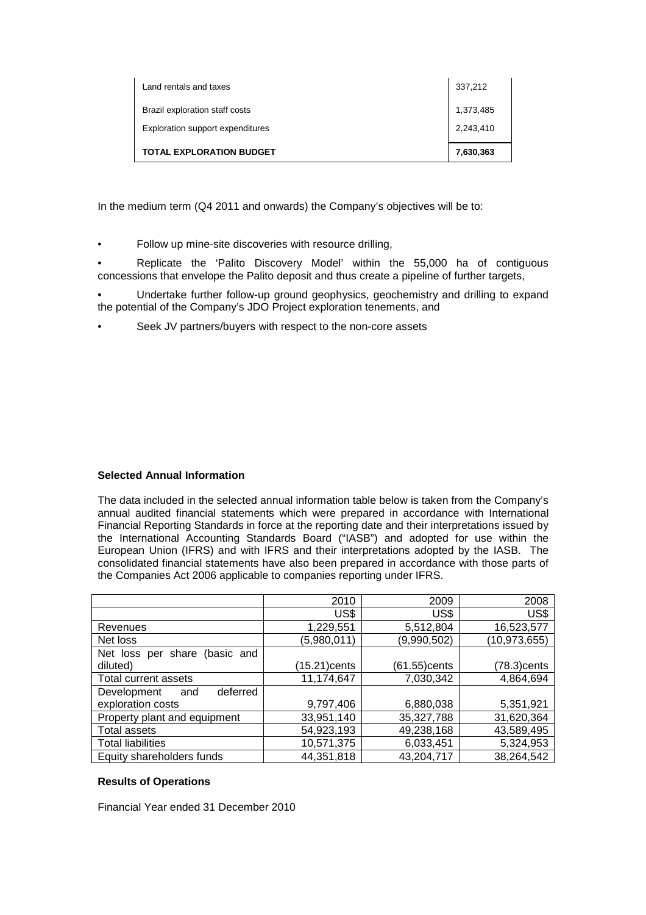| | |
|---|---|
| Land rentals and taxes | 337,212 |
| Brazil exploration staff costs | 1,373,485 |
| Exploration support expenditures | 2,243,410 |
| **TOTAL EXPLORATION BUDGET** | **7,630,363** |

In the medium term (Q4 2011 and onwards) the Company's objectives will be to:

- Follow up mine-site discoveries with resource drilling,
- Replicate the 'Palito Discovery Model' within the 55,000 ha of contiguous concessions that envelope the Palito deposit and thus create a pipeline of further targets,
- Undertake further follow-up ground geophysics, geochemistry and drilling to expand the potential of the Company's JDO Project exploration tenements, and
- Seek JV partners/buyers with respect to the non-core assets

**Selected Annual Information**

The data included in the selected annual information table below is taken from the Company's annual audited financial statements which were prepared in accordance with International Financial Reporting Standards in force at the reporting date and their interpretations issued by the International Accounting Standards Board ("IASB") and adopted for use within the European Union (IFRS) and with IFRS and their interpretations adopted by the IASB. The consolidated financial statements have also been prepared in accordance with those parts of the Companies Act 2006 applicable to companies reporting under IFRS.

| | 2010 | 2009 | 2008 |
|---|---|---|---|
| | US$ | US$ | US$ |
| Revenues | 1,229,551 | 5,512,804 | 16,523,577 |
| Net loss | (5,980,011) | (9,990,502) | (10,973,655) |
| Net loss per share (basic and diluted) | (15.21)cents | (61.55)cents | (78.3)cents |
| Total current assets | 11,174,647 | 7,030,342 | 4,864,694 |
| Development and deferred exploration costs | 9,797,406 | 6,880,038 | 5,351,921 |
| Property plant and equipment | 33,951,140 | 35,327,788 | 31,620,364 |
| Total assets | 54,923,193 | 49,238,168 | 43,589,495 |
| Total liabilities | 10,571,375 | 6,033,451 | 5,324,953 |
| Equity shareholders funds | 44,351,818 | 43,204,717 | 38,264,542 |

**Results of Operations**

Financial Year ended 31 December 2010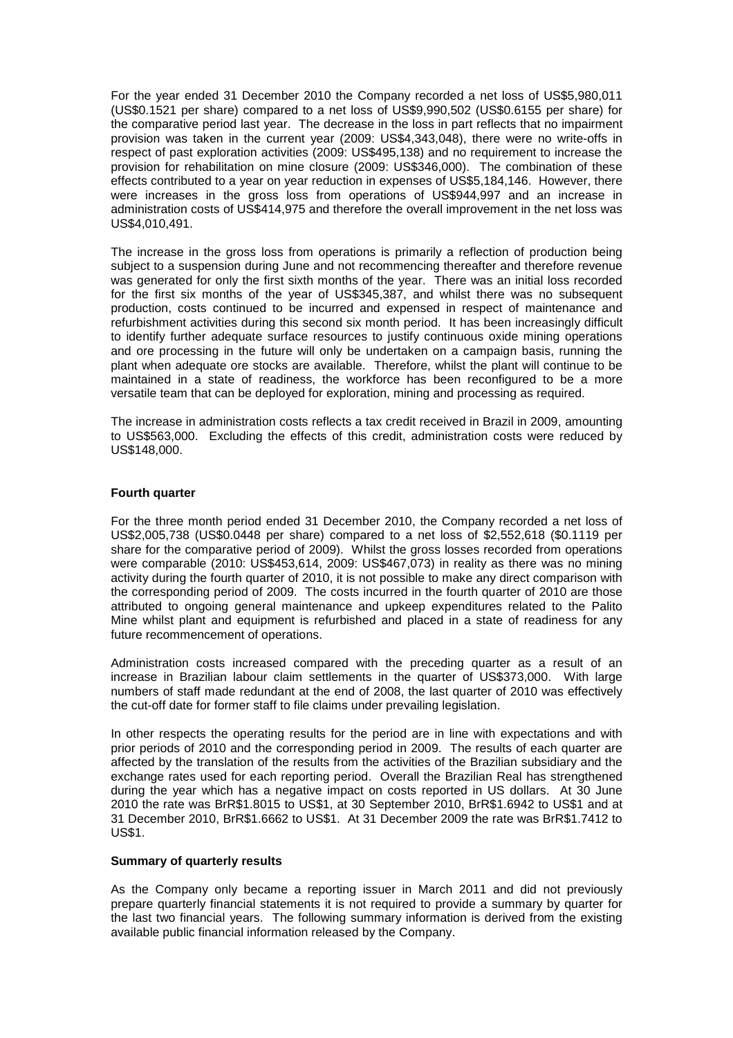For the year ended 31 December 2010 the Company recorded a net loss of US$5,980,011 (US$0.1521 per share) compared to a net loss of US$9,990,502 (US$0.6155 per share) for the comparative period last year. The decrease in the loss in part reflects that no impairment provision was taken in the current year (2009: US$4,343,048), there were no write-offs in respect of past exploration activities (2009: US$495,138) and no requirement to increase the provision for rehabilitation on mine closure (2009: US$346,000). The combination of these effects contributed to a year on year reduction in expenses of US$5,184,146. However, there were increases in the gross loss from operations of US$944,997 and an increase in administration costs of US$414,975 and therefore the overall improvement in the net loss was US$4,010,491.

The increase in the gross loss from operations is primarily a reflection of production being subject to a suspension during June and not recommencing thereafter and therefore revenue was generated for only the first sixth months of the year. There was an initial loss recorded for the first six months of the year of US$345,387, and whilst there was no subsequent production, costs continued to be incurred and expensed in respect of maintenance and refurbishment activities during this second six month period. It has been increasingly difficult to identify further adequate surface resources to justify continuous oxide mining operations and ore processing in the future will only be undertaken on a campaign basis, running the plant when adequate ore stocks are available. Therefore, whilst the plant will continue to be maintained in a state of readiness, the workforce has been reconfigured to be a more versatile team that can be deployed for exploration, mining and processing as required.

The increase in administration costs reflects a tax credit received in Brazil in 2009, amounting to US$563,000. Excluding the effects of this credit, administration costs were reduced by US$148,000.

**Fourth quarter**

For the three month period ended 31 December 2010, the Company recorded a net loss of US$2,005,738 (US$0.0448 per share) compared to a net loss of $2,552,618 ($0.1119 per share for the comparative period of 2009). Whilst the gross losses recorded from operations were comparable (2010: US$453,614, 2009: US$467,073) in reality as there was no mining activity during the fourth quarter of 2010, it is not possible to make any direct comparison with the corresponding period of 2009. The costs incurred in the fourth quarter of 2010 are those attributed to ongoing general maintenance and upkeep expenditures related to the Palito Mine whilst plant and equipment is refurbished and placed in a state of readiness for any future recommencement of operations.

Administration costs increased compared with the preceding quarter as a result of an increase in Brazilian labour claim settlements in the quarter of US$373,000. With large numbers of staff made redundant at the end of 2008, the last quarter of 2010 was effectively the cut-off date for former staff to file claims under prevailing legislation.

In other respects the operating results for the period are in line with expectations and with prior periods of 2010 and the corresponding period in 2009. The results of each quarter are affected by the translation of the results from the activities of the Brazilian subsidiary and the exchange rates used for each reporting period. Overall the Brazilian Real has strengthened during the year which has a negative impact on costs reported in US dollars. At 30 June 2010 the rate was BrR$1.8015 to US$1, at 30 September 2010, BrR$1.6942 to US$1 and at 31 December 2010, BrR$1.6662 to US$1. At 31 December 2009 the rate was BrR$1.7412 to US$1.

**Summary of quarterly results**

As the Company only became a reporting issuer in March 2011 and did not previously prepare quarterly financial statements it is not required to provide a summary by quarter for the last two financial years. The following summary information is derived from the existing available public financial information released by the Company.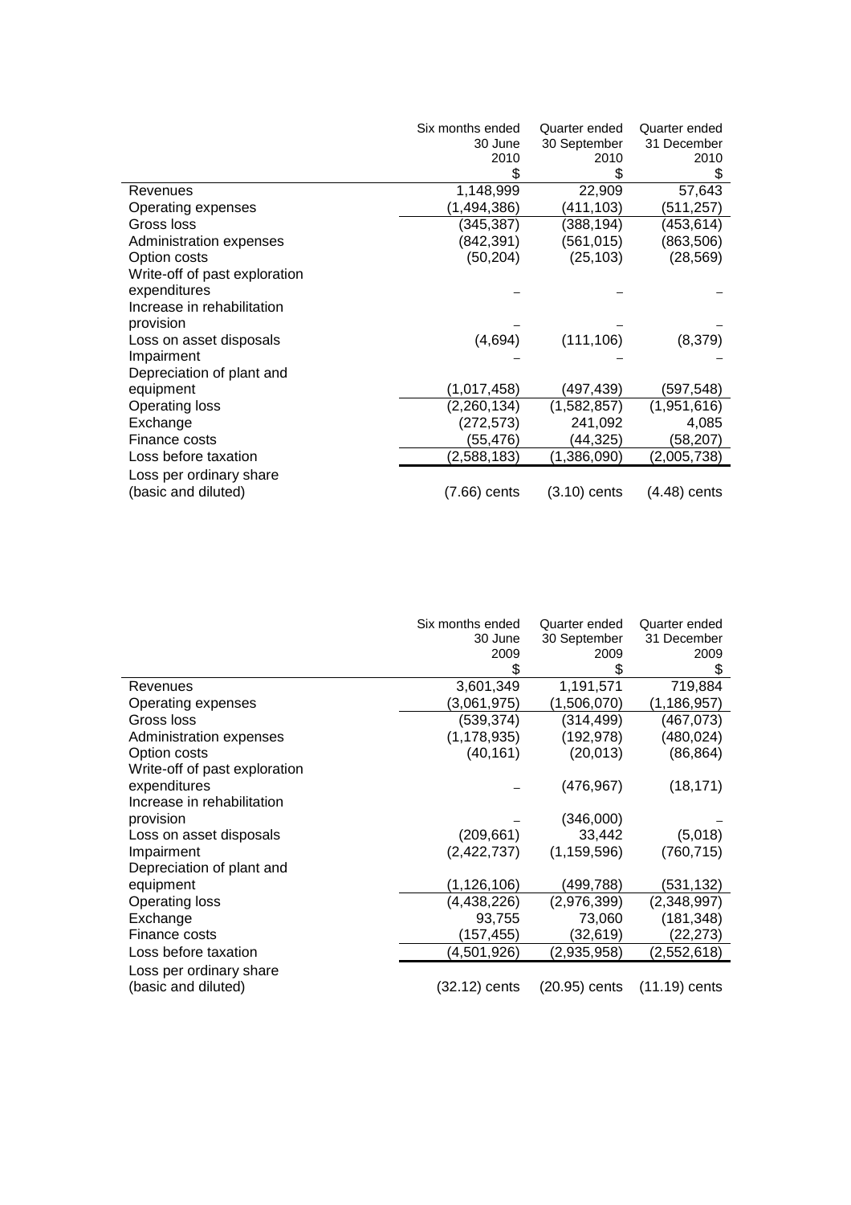| | Six months ended 30 June 2010 $ | Quarter ended 30 September 2010 $ | Quarter ended 31 December 2010 $ |
|---|---|---|---|
| Revenues | 1,148,999 | 22,909 | 57,643 |
| Operating expenses | (1,494,386) | (411,103) | (511,257) |
| Gross loss | (345,387) | (388,194) | (453,614) |
| Administration expenses | (842,391) | (561,015) | (863,506) |
| Option costs | (50,204) | (25,103) | (28,569) |
| Write-off of past exploration expenditures | – | – | – |
| Increase in rehabilitation provision | – | – | – |
| Loss on asset disposals | (4,694) | (111,106) | (8,379) |
| Impairment | – | – | – |
| Depreciation of plant and equipment | (1,017,458) | (497,439) | (597,548) |
| Operating loss | (2,260,134) | (1,582,857) | (1,951,616) |
| Exchange | (272,573) | 241,092 | 4,085 |
| Finance costs | (55,476) | (44,325) | (58,207) |
| Loss before taxation | (2,588,183) | (1,386,090) | (2,005,738) |
| Loss per ordinary share (basic and diluted) | (7.66) cents | (3.10) cents | (4.48) cents |

| | Six months ended 30 June 2009 $ | Quarter ended 30 September 2009 $ | Quarter ended 31 December 2009 $ |
|---|---|---|---|
| Revenues | 3,601,349 | 1,191,571 | 719,884 |
| Operating expenses | (3,061,975) | (1,506,070) | (1,186,957) |
| Gross loss | (539,374) | (314,499) | (467,073) |
| Administration expenses | (1,178,935) | (192,978) | (480,024) |
| Option costs | (40,161) | (20,013) | (86,864) |
| Write-off of past exploration expenditures | – | (476,967) | (18,171) |
| Increase in rehabilitation provision | – | (346,000) | – |
| Loss on asset disposals | (209,661) | 33,442 | (5,018) |
| Impairment | (2,422,737) | (1,159,596) | (760,715) |
| Depreciation of plant and equipment | (1,126,106) | (499,788) | (531,132) |
| Operating loss | (4,438,226) | (2,976,399) | (2,348,997) |
| Exchange | 93,755 | 73,060 | (181,348) |
| Finance costs | (157,455) | (32,619) | (22,273) |
| Loss before taxation | (4,501,926) | (2,935,958) | (2,552,618) |
| Loss per ordinary share (basic and diluted) | (32.12) cents | (20.95) cents | (11.19) cents |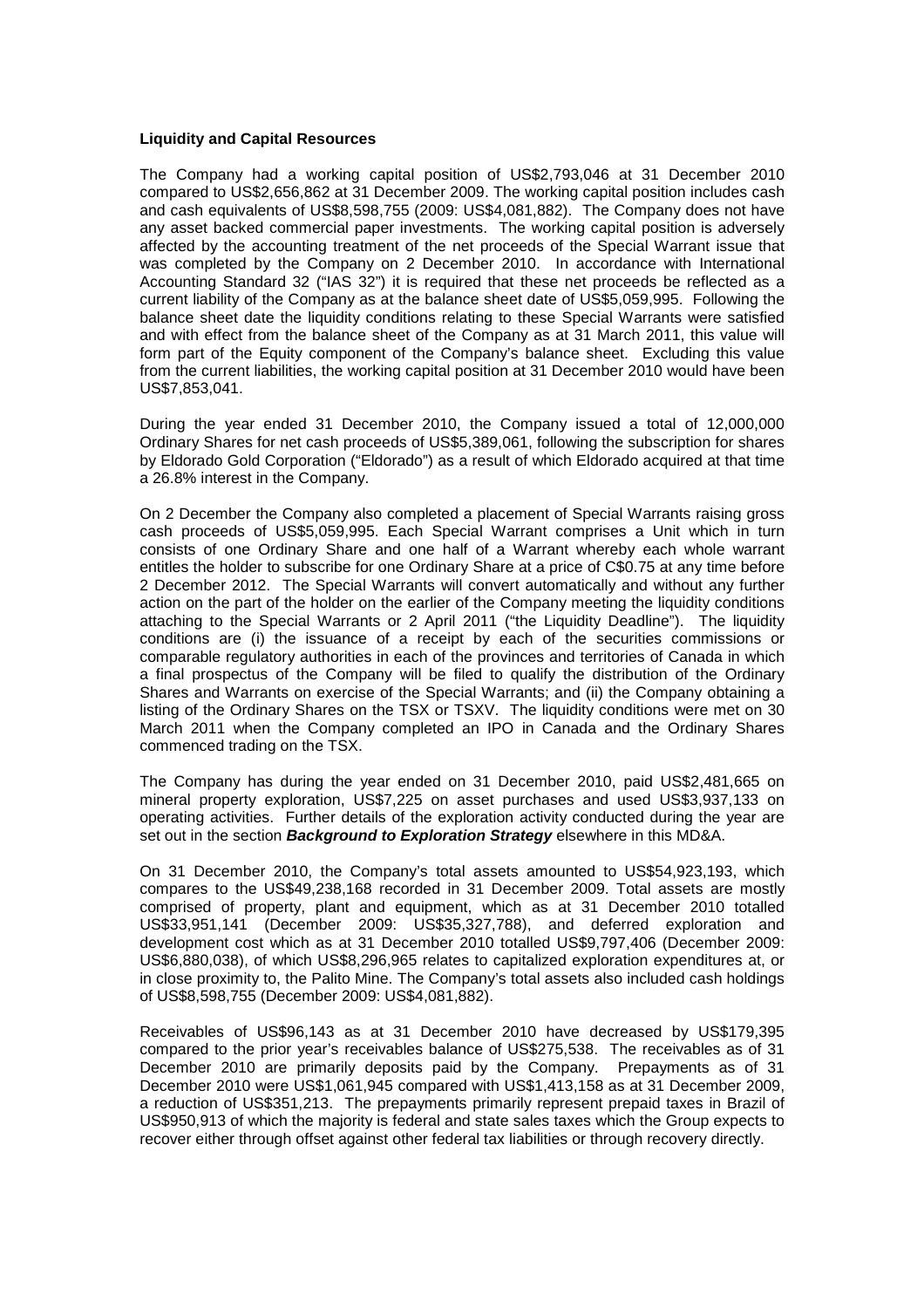**Liquidity and Capital Resources**

The Company had a working capital position of US$2,793,046 at 31 December 2010 compared to US$2,656,862 at 31 December 2009. The working capital position includes cash and cash equivalents of US$8,598,755 (2009: US$4,081,882). The Company does not have any asset backed commercial paper investments. The working capital position is adversely affected by the accounting treatment of the net proceeds of the Special Warrant issue that was completed by the Company on 2 December 2010. In accordance with International Accounting Standard 32 ("IAS 32") it is required that these net proceeds be reflected as a current liability of the Company as at the balance sheet date of US$5,059,995. Following the balance sheet date the liquidity conditions relating to these Special Warrants were satisfied and with effect from the balance sheet of the Company as at 31 March 2011, this value will form part of the Equity component of the Company's balance sheet. Excluding this value from the current liabilities, the working capital position at 31 December 2010 would have been US$7,853,041.

During the year ended 31 December 2010, the Company issued a total of 12,000,000 Ordinary Shares for net cash proceeds of US$5,389,061, following the subscription for shares by Eldorado Gold Corporation ("Eldorado") as a result of which Eldorado acquired at that time a 26.8% interest in the Company.

On 2 December the Company also completed a placement of Special Warrants raising gross cash proceeds of US$5,059,995. Each Special Warrant comprises a Unit which in turn consists of one Ordinary Share and one half of a Warrant whereby each whole warrant entitles the holder to subscribe for one Ordinary Share at a price of C$0.75 at any time before 2 December 2012. The Special Warrants will convert automatically and without any further action on the part of the holder on the earlier of the Company meeting the liquidity conditions attaching to the Special Warrants or 2 April 2011 ("the Liquidity Deadline"). The liquidity conditions are (i) the issuance of a receipt by each of the securities commissions or comparable regulatory authorities in each of the provinces and territories of Canada in which a final prospectus of the Company will be filed to qualify the distribution of the Ordinary Shares and Warrants on exercise of the Special Warrants; and (ii) the Company obtaining a listing of the Ordinary Shares on the TSX or TSXV. The liquidity conditions were met on 30 March 2011 when the Company completed an IPO in Canada and the Ordinary Shares commenced trading on the TSX.

The Company has during the year ended on 31 December 2010, paid US$2,481,665 on mineral property exploration, US$7,225 on asset purchases and used US$3,937,133 on operating activities. Further details of the exploration activity conducted during the year are set out in the section ***Background to Exploration Strategy*** elsewhere in this MD&A.

On 31 December 2010, the Company's total assets amounted to US$54,923,193, which compares to the US$49,238,168 recorded in 31 December 2009. Total assets are mostly comprised of property, plant and equipment, which as at 31 December 2010 totalled US$33,951,141 (December 2009: US$35,327,788), and deferred exploration and development cost which as at 31 December 2010 totalled US$9,797,406 (December 2009: US$6,880,038), of which US$8,296,965 relates to capitalized exploration expenditures at, or in close proximity to, the Palito Mine. The Company's total assets also included cash holdings of US$8,598,755 (December 2009: US$4,081,882).

Receivables of US$96,143 as at 31 December 2010 have decreased by US$179,395 compared to the prior year's receivables balance of US$275,538. The receivables as of 31 December 2010 are primarily deposits paid by the Company. Prepayments as of 31 December 2010 were US$1,061,945 compared with US$1,413,158 as at 31 December 2009, a reduction of US$351,213. The prepayments primarily represent prepaid taxes in Brazil of US$950,913 of which the majority is federal and state sales taxes which the Group expects to recover either through offset against other federal tax liabilities or through recovery directly.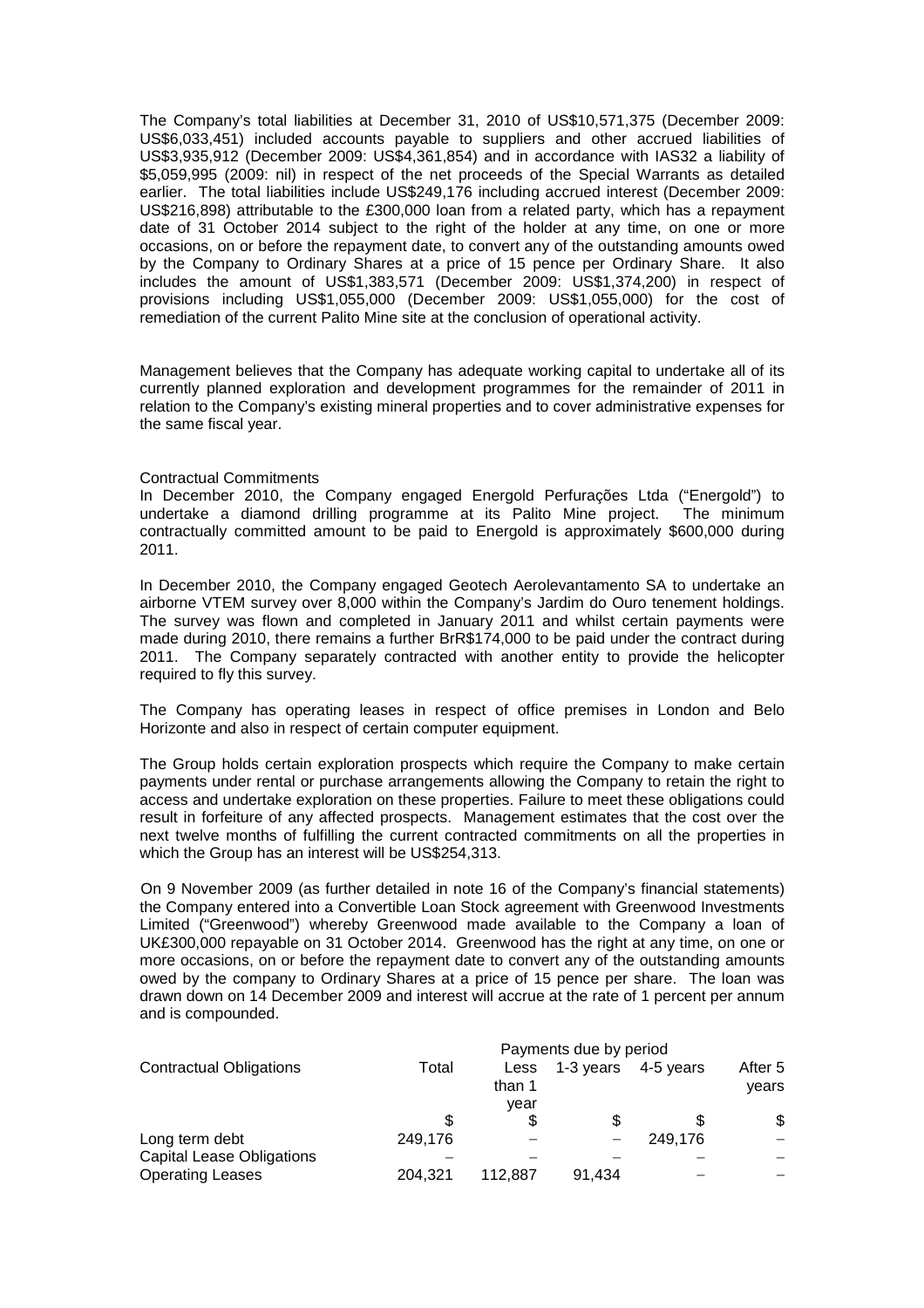The Company's total liabilities at December 31, 2010 of US$10,571,375 (December 2009: US$6,033,451) included accounts payable to suppliers and other accrued liabilities of US$3,935,912 (December 2009: US$4,361,854) and in accordance with IAS32 a liability of $5,059,995 (2009: nil) in respect of the net proceeds of the Special Warrants as detailed earlier. The total liabilities include US$249,176 including accrued interest (December 2009: US$216,898) attributable to the £300,000 loan from a related party, which has a repayment date of 31 October 2014 subject to the right of the holder at any time, on one or more occasions, on or before the repayment date, to convert any of the outstanding amounts owed by the Company to Ordinary Shares at a price of 15 pence per Ordinary Share. It also includes the amount of US$1,383,571 (December 2009: US$1,374,200) in respect of provisions including US$1,055,000 (December 2009: US$1,055,000) for the cost of remediation of the current Palito Mine site at the conclusion of operational activity.

Management believes that the Company has adequate working capital to undertake all of its currently planned exploration and development programmes for the remainder of 2011 in relation to the Company's existing mineral properties and to cover administrative expenses for the same fiscal year.

Contractual Commitments

In December 2010, the Company engaged Energold Perfurações Ltda ("Energold") to undertake a diamond drilling programme at its Palito Mine project. The minimum contractually committed amount to be paid to Energold is approximately $600,000 during 2011.

In December 2010, the Company engaged Geotech Aerolevantamento SA to undertake an airborne VTEM survey over 8,000 within the Company's Jardim do Ouro tenement holdings. The survey was flown and completed in January 2011 and whilst certain payments were made during 2010, there remains a further BrR$174,000 to be paid under the contract during 2011. The Company separately contracted with another entity to provide the helicopter required to fly this survey.

The Company has operating leases in respect of office premises in London and Belo Horizonte and also in respect of certain computer equipment.

The Group holds certain exploration prospects which require the Company to make certain payments under rental or purchase arrangements allowing the Company to retain the right to access and undertake exploration on these properties. Failure to meet these obligations could result in forfeiture of any affected prospects. Management estimates that the cost over the next twelve months of fulfilling the current contracted commitments on all the properties in which the Group has an interest will be US$254,313.

On 9 November 2009 (as further detailed in note 16 of the Company's financial statements) the Company entered into a Convertible Loan Stock agreement with Greenwood Investments Limited ("Greenwood") whereby Greenwood made available to the Company a loan of UK£300,000 repayable on 31 October 2014. Greenwood has the right at any time, on one or more occasions, on or before the repayment date to convert any of the outstanding amounts owed by the company to Ordinary Shares at a price of 15 pence per share. The loan was drawn down on 14 December 2009 and interest will accrue at the rate of 1 percent per annum and is compounded.

| | | Payments due by period | | | |
|---|---|---|---|---|---|
| Contractual Obligations | Total | Less than 1 year | 1-3 years | 4-5 years | After 5 years |
| | $ | $ | $ | $ | $ |
| Long term debt | 249,176 | – | – | 249,176 | – |
| Capital Lease Obligations | – | – | – | – | – |
| Operating Leases | 204,321 | 112,887 | 91,434 | – | – |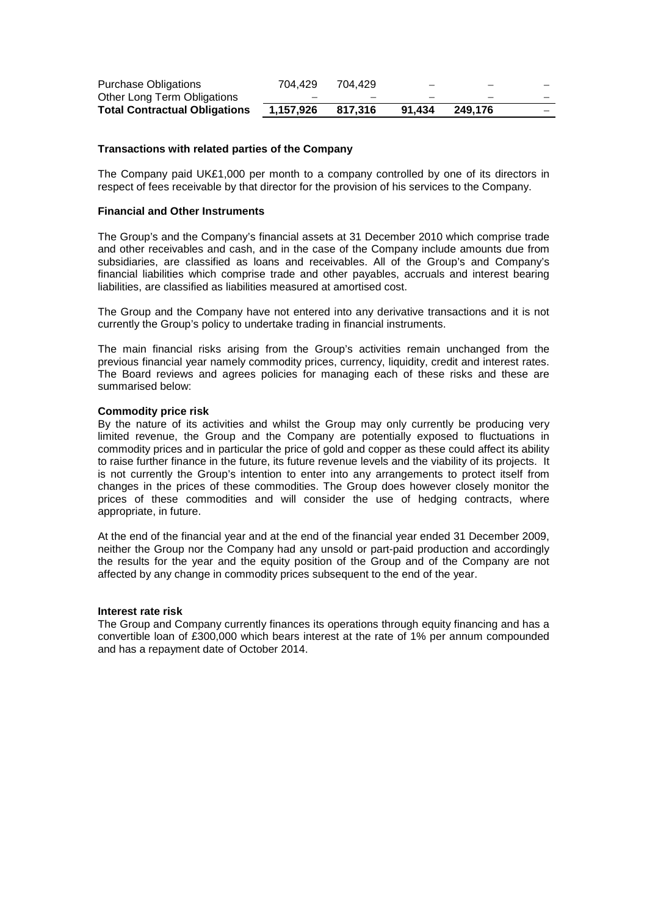| | | | | | |
|---|---|---|---|---|---|
| Purchase Obligations | 704,429 | 704,429 | – | – | – |
| Other Long Term Obligations | – | – | – | – | – |
| **Total Contractual Obligations** | **1,157,926** | **817,316** | **91,434** | **249,176** | – |

**Transactions with related parties of the Company**

The Company paid UK£1,000 per month to a company controlled by one of its directors in respect of fees receivable by that director for the provision of his services to the Company.

**Financial and Other Instruments**

The Group's and the Company's financial assets at 31 December 2010 which comprise trade and other receivables and cash, and in the case of the Company include amounts due from subsidiaries, are classified as loans and receivables. All of the Group's and Company's financial liabilities which comprise trade and other payables, accruals and interest bearing liabilities, are classified as liabilities measured at amortised cost.

The Group and the Company have not entered into any derivative transactions and it is not currently the Group's policy to undertake trading in financial instruments.

The main financial risks arising from the Group's activities remain unchanged from the previous financial year namely commodity prices, currency, liquidity, credit and interest rates. The Board reviews and agrees policies for managing each of these risks and these are summarised below:

**Commodity price risk**

By the nature of its activities and whilst the Group may only currently be producing very limited revenue, the Group and the Company are potentially exposed to fluctuations in commodity prices and in particular the price of gold and copper as these could affect its ability to raise further finance in the future, its future revenue levels and the viability of its projects. It is not currently the Group's intention to enter into any arrangements to protect itself from changes in the prices of these commodities. The Group does however closely monitor the prices of these commodities and will consider the use of hedging contracts, where appropriate, in future.

At the end of the financial year and at the end of the financial year ended 31 December 2009, neither the Group nor the Company had any unsold or part-paid production and accordingly the results for the year and the equity position of the Group and of the Company are not affected by any change in commodity prices subsequent to the end of the year.

**Interest rate risk**

The Group and Company currently finances its operations through equity financing and has a convertible loan of £300,000 which bears interest at the rate of 1% per annum compounded and has a repayment date of October 2014.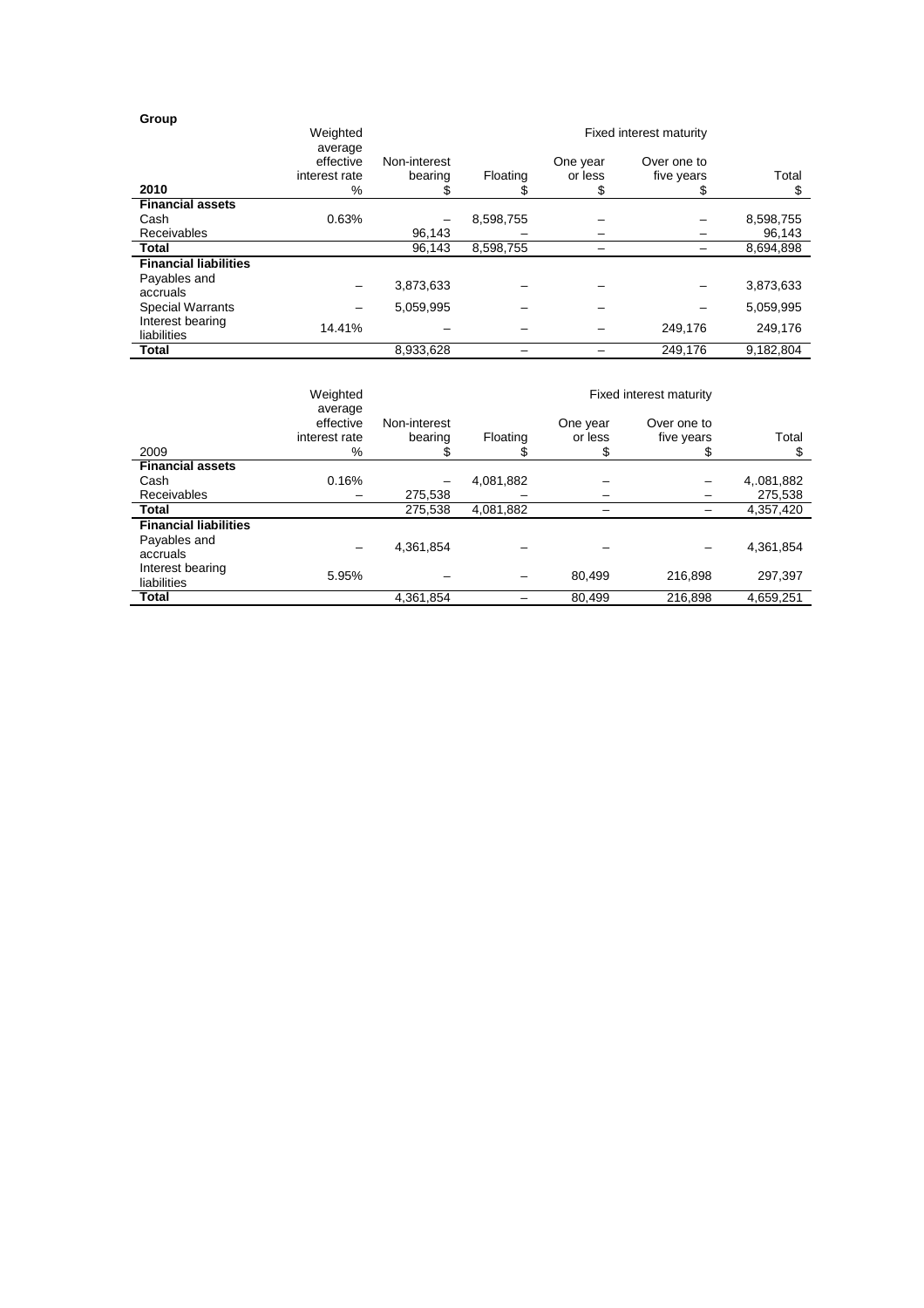**Group**

| 2010 | Weighted average effective interest rate % | Non-interest bearing $ | Floating $ | Fixed interest maturity One year or less $ | Over one to five years $ | Total $ |
|---|---|---|---|---|---|---|
| **Financial assets** | | | | | | |
| Cash | 0.63% | – | 8,598,755 | – | – | 8,598,755 |
| Receivables | | 96,143 | – | – | – | 96,143 |
| **Total** | | 96,143 | 8,598,755 | – | – | 8,694,898 |
| **Financial liabilities** | | | | | | |
| Payables and accruals | – | 3,873,633 | – | – | – | 3,873,633 |
| Special Warrants | – | 5,059,995 | – | – | – | 5,059,995 |
| Interest bearing liabilities | 14.41% | – | – | – | 249,176 | 249,176 |
| **Total** | | 8,933,628 | – | – | 249,176 | 9,182,804 |

| 2009 | Weighted average effective interest rate % | Non-interest bearing $ | Floating $ | Fixed interest maturity One year or less $ | Over one to five years $ | Total $ |
|---|---|---|---|---|---|---|
| **Financial assets** | | | | | | |
| Cash | 0.16% | – | 4,081,882 | – | – | 4,.081,882 |
| Receivables | – | 275,538 | – | – | – | 275,538 |
| **Total** | | 275,538 | 4,081,882 | – | – | 4,357,420 |
| **Financial liabilities** | | | | | | |
| Payables and accruals | – | 4,361,854 | – | – | – | 4,361,854 |
| Interest bearing liabilities | 5.95% | – | – | 80,499 | 216,898 | 297,397 |
| **Total** | | 4,361,854 | – | 80,499 | 216,898 | 4,659,251 |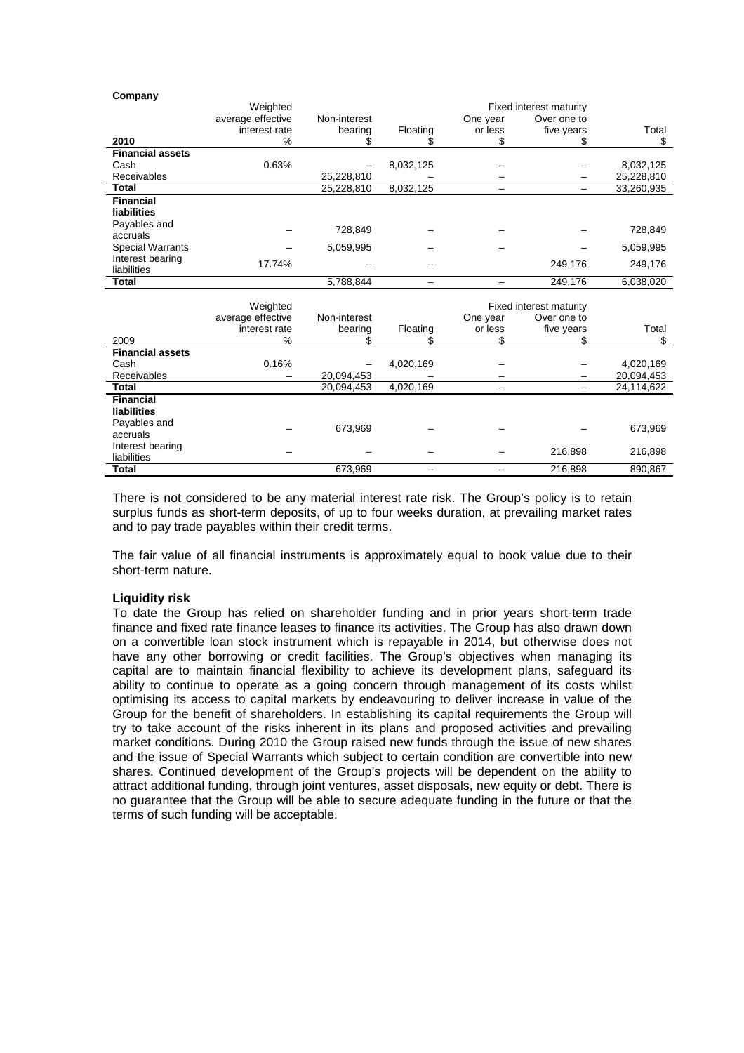**Company**

| 2010 | Weighted average effective interest rate % | Non-interest bearing $ | Floating $ | Fixed interest maturity One year or less $ | Over one to five years $ | Total $ |
|---|---|---|---|---|---|---|
| **Financial assets** | | | | | | |
| Cash | 0.63% | – | 8,032,125 | – | – | 8,032,125 |
| Receivables | | 25,228,810 | – | – | – | 25,228,810 |
| **Total** | | 25,228,810 | 8,032,125 | – | – | 33,260,935 |
| **Financial liabilities** | | | | | | |
| Payables and accruals | – | 728,849 | – | – | – | 728,849 |
| Special Warrants | – | 5,059,995 | – | – | – | 5,059,995 |
| Interest bearing liabilities | 17.74% | – | – | | 249,176 | 249,176 |
| **Total** | | 5,788,844 | – | – | 249,176 | 6,038,020 |

| 2009 | Weighted average effective interest rate % | Non-interest bearing $ | Floating $ | Fixed interest maturity One year or less $ | Over one to five years $ | Total $ |
|---|---|---|---|---|---|---|
| **Financial assets** | | | | | | |
| Cash | 0.16% | – | 4,020,169 | – | – | 4,020,169 |
| Receivables | – | 20,094,453 | – | – | – | 20,094,453 |
| **Total** | | 20,094,453 | 4,020,169 | – | – | 24,114,622 |
| **Financial liabilities** | | | | | | |
| Payables and accruals | – | 673,969 | – | – | – | 673,969 |
| Interest bearing liabilities | – | – | – | – | 216,898 | 216,898 |
| **Total** | | 673,969 | – | – | 216,898 | 890,867 |

There is not considered to be any material interest rate risk. The Group's policy is to retain surplus funds as short-term deposits, of up to four weeks duration, at prevailing market rates and to pay trade payables within their credit terms.

The fair value of all financial instruments is approximately equal to book value due to their short-term nature.

**Liquidity risk**

To date the Group has relied on shareholder funding and in prior years short-term trade finance and fixed rate finance leases to finance its activities. The Group has also drawn down on a convertible loan stock instrument which is repayable in 2014, but otherwise does not have any other borrowing or credit facilities. The Group's objectives when managing its capital are to maintain financial flexibility to achieve its development plans, safeguard its ability to continue to operate as a going concern through management of its costs whilst optimising its access to capital markets by endeavouring to deliver increase in value of the Group for the benefit of shareholders. In establishing its capital requirements the Group will try to take account of the risks inherent in its plans and proposed activities and prevailing market conditions. During 2010 the Group raised new funds through the issue of new shares and the issue of Special Warrants which subject to certain condition are convertible into new shares. Continued development of the Group's projects will be dependent on the ability to attract additional funding, through joint ventures, asset disposals, new equity or debt. There is no guarantee that the Group will be able to secure adequate funding in the future or that the terms of such funding will be acceptable.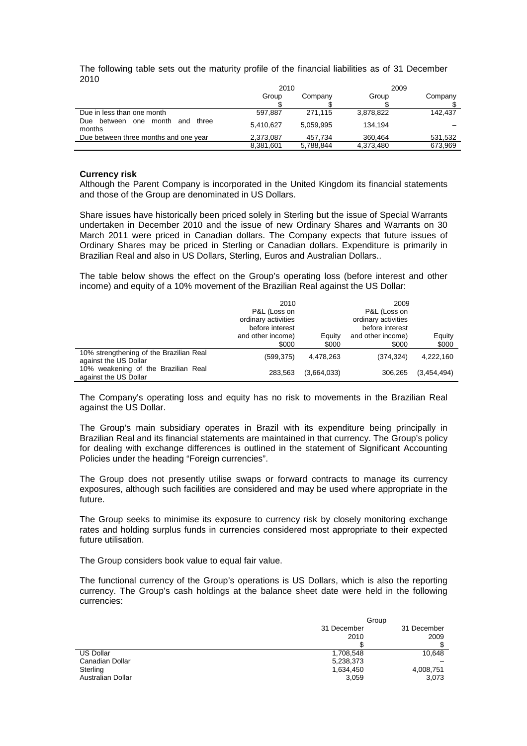The following table sets out the maturity profile of the financial liabilities as of 31 December 2010

| | 2010 | | 2009 | |
|---|---|---|---|---|
| | Group | Company | Group | Company |
| | $ | $ | $ | $ |
| Due in less than one month | 597,887 | 271,115 | 3,878,822 | 142,437 |
| Due between one month and three months | 5,410,627 | 5,059,995 | 134,194 | – |
| Due between three months and one year | 2,373,087 | 457,734 | 360,464 | 531,532 |
| | 8,381,601 | 5,788,844 | 4,373,480 | 673,969 |

**Currency risk**

Although the Parent Company is incorporated in the United Kingdom its financial statements and those of the Group are denominated in US Dollars.

Share issues have historically been priced solely in Sterling but the issue of Special Warrants undertaken in December 2010 and the issue of new Ordinary Shares and Warrants on 30 March 2011 were priced in Canadian dollars. The Company expects that future issues of Ordinary Shares may be priced in Sterling or Canadian dollars. Expenditure is primarily in Brazilian Real and also in US Dollars, Sterling, Euros and Australian Dollars..

The table below shows the effect on the Group's operating loss (before interest and other income) and equity of a 10% movement of the Brazilian Real against the US Dollar:

| | 2010 | | 2009 | |
|---|---|---|---|---|
| | P&L (Loss on ordinary activities before interest and other income) | Equity | P&L (Loss on ordinary activities before interest and other income) | Equity |
| | $000 | $000 | $000 | $000 |
| 10% strengthening of the Brazilian Real against the US Dollar | (599,375) | 4,478,263 | (374,324) | 4,222,160 |
| 10% weakening of the Brazilian Real against the US Dollar | 283,563 | (3,664,033) | 306,265 | (3,454,494) |

The Company's operating loss and equity has no risk to movements in the Brazilian Real against the US Dollar.

The Group's main subsidiary operates in Brazil with its expenditure being principally in Brazilian Real and its financial statements are maintained in that currency. The Group's policy for dealing with exchange differences is outlined in the statement of Significant Accounting Policies under the heading "Foreign currencies".

The Group does not presently utilise swaps or forward contracts to manage its currency exposures, although such facilities are considered and may be used where appropriate in the future.

The Group seeks to minimise its exposure to currency risk by closely monitoring exchange rates and holding surplus funds in currencies considered most appropriate to their expected future utilisation.

The Group considers book value to equal fair value.

The functional currency of the Group's operations is US Dollars, which is also the reporting currency. The Group's cash holdings at the balance sheet date were held in the following currencies:

| | Group | |
|---|---|---|
| | 31 December 2010 | 31 December 2009 |
| | $ | $ |
| US Dollar | 1,708,548 | 10,648 |
| Canadian Dollar | 5,238,373 | – |
| Sterling | 1,634,450 | 4,008,751 |
| Australian Dollar | 3,059 | 3,073 |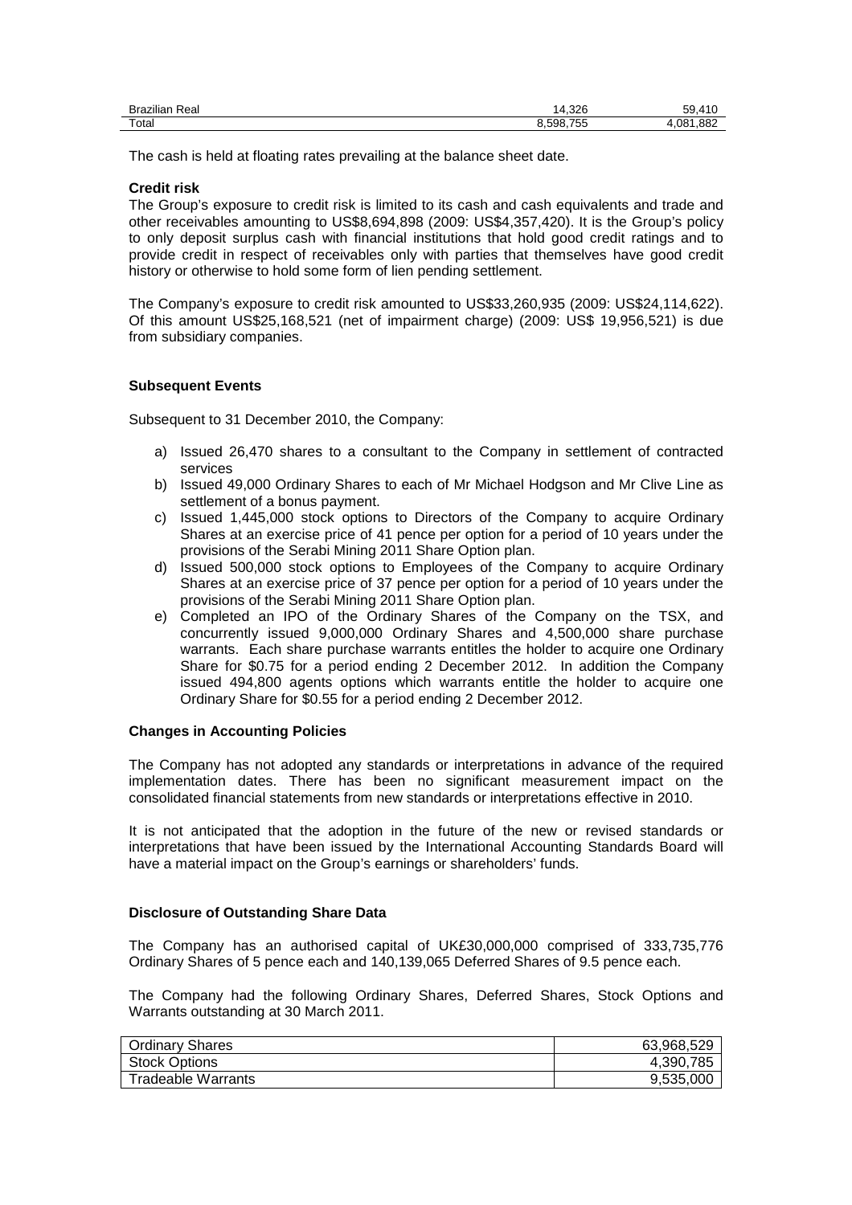| Brazilian Real | 14,326 | 59,410 |
| --- | --- | --- |
| Total | 8,598,755 | 4,081,882 |

The cash is held at floating rates prevailing at the balance sheet date.

**Credit risk**

The Group's exposure to credit risk is limited to its cash and cash equivalents and trade and other receivables amounting to US$8,694,898 (2009: US$4,357,420). It is the Group's policy to only deposit surplus cash with financial institutions that hold good credit ratings and to provide credit in respect of receivables only with parties that themselves have good credit history or otherwise to hold some form of lien pending settlement.

The Company's exposure to credit risk amounted to US$33,260,935 (2009: US$24,114,622). Of this amount US$25,168,521 (net of impairment charge) (2009: US$ 19,956,521) is due from subsidiary companies.

**Subsequent Events**

Subsequent to 31 December 2010, the Company:

a) Issued 26,470 shares to a consultant to the Company in settlement of contracted services
b) Issued 49,000 Ordinary Shares to each of Mr Michael Hodgson and Mr Clive Line as settlement of a bonus payment.
c) Issued 1,445,000 stock options to Directors of the Company to acquire Ordinary Shares at an exercise price of 41 pence per option for a period of 10 years under the provisions of the Serabi Mining 2011 Share Option plan.
d) Issued 500,000 stock options to Employees of the Company to acquire Ordinary Shares at an exercise price of 37 pence per option for a period of 10 years under the provisions of the Serabi Mining 2011 Share Option plan.
e) Completed an IPO of the Ordinary Shares of the Company on the TSX, and concurrently issued 9,000,000 Ordinary Shares and 4,500,000 share purchase warrants. Each share purchase warrants entitles the holder to acquire one Ordinary Share for $0.75 for a period ending 2 December 2012. In addition the Company issued 494,800 agents options which warrants entitle the holder to acquire one Ordinary Share for $0.55 for a period ending 2 December 2012.

**Changes in Accounting Policies**

The Company has not adopted any standards or interpretations in advance of the required implementation dates. There has been no significant measurement impact on the consolidated financial statements from new standards or interpretations effective in 2010.

It is not anticipated that the adoption in the future of the new or revised standards or interpretations that have been issued by the International Accounting Standards Board will have a material impact on the Group's earnings or shareholders' funds.

**Disclosure of Outstanding Share Data**

The Company has an authorised capital of UK£30,000,000 comprised of 333,735,776 Ordinary Shares of 5 pence each and 140,139,065 Deferred Shares of 9.5 pence each.

The Company had the following Ordinary Shares, Deferred Shares, Stock Options and Warrants outstanding at 30 March 2011.

| Ordinary Shares | 63,968,529 |
| --- | --- |
| Stock Options | 4,390,785 |
| Tradeable Warrants | 9,535,000 |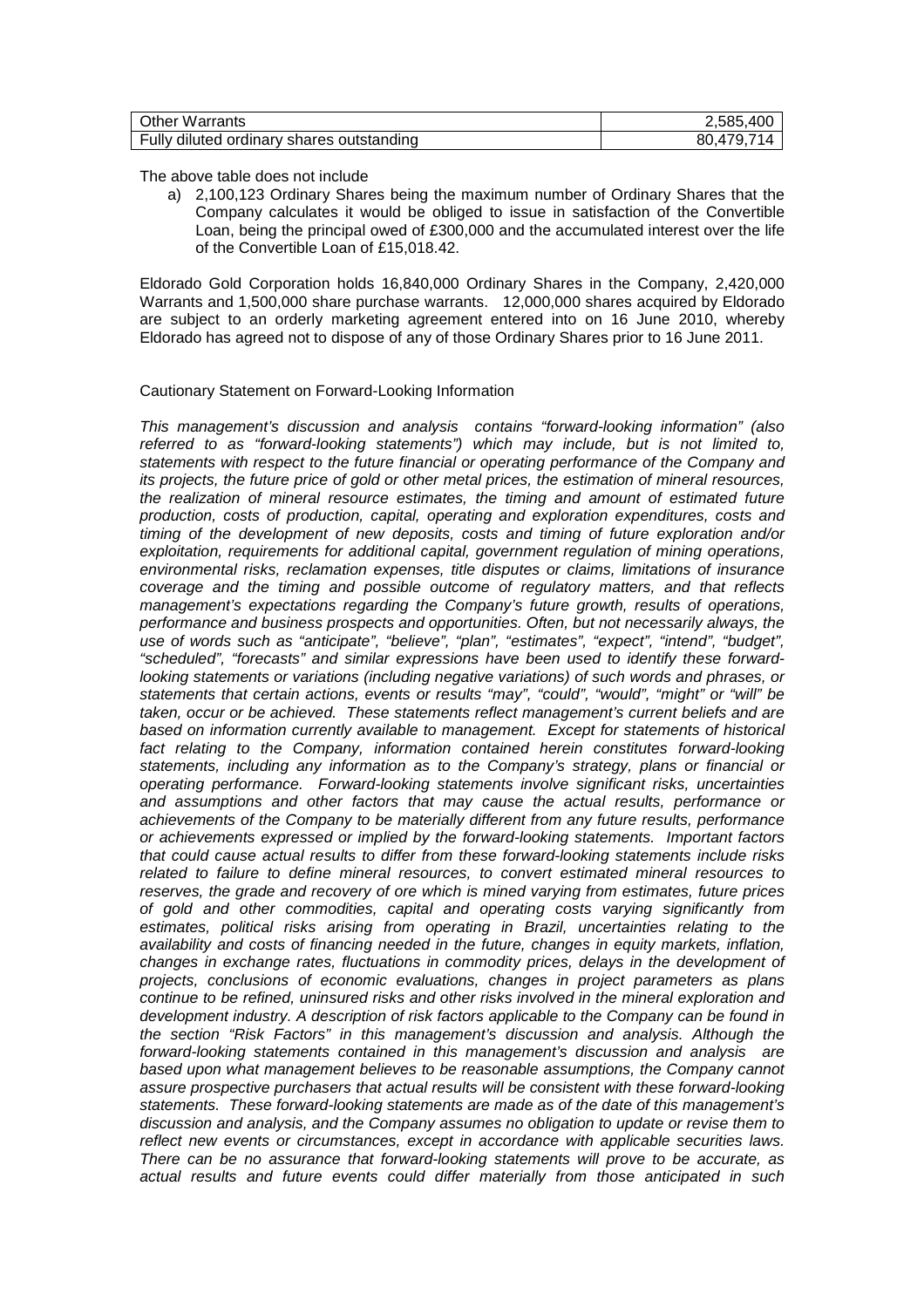| | |
|---|---|
| Other Warrants | 2,585,400 |
| Fully diluted ordinary shares outstanding | 80,479,714 |

The above table does not include

a) 2,100,123 Ordinary Shares being the maximum number of Ordinary Shares that the Company calculates it would be obliged to issue in satisfaction of the Convertible Loan, being the principal owed of £300,000 and the accumulated interest over the life of the Convertible Loan of £15,018.42.

Eldorado Gold Corporation holds 16,840,000 Ordinary Shares in the Company, 2,420,000 Warrants and 1,500,000 share purchase warrants. 12,000,000 shares acquired by Eldorado are subject to an orderly marketing agreement entered into on 16 June 2010, whereby Eldorado has agreed not to dispose of any of those Ordinary Shares prior to 16 June 2011.

Cautionary Statement on Forward-Looking Information

*This management's discussion and analysis contains "forward-looking information" (also referred to as "forward-looking statements") which may include, but is not limited to, statements with respect to the future financial or operating performance of the Company and its projects, the future price of gold or other metal prices, the estimation of mineral resources, the realization of mineral resource estimates, the timing and amount of estimated future production, costs of production, capital, operating and exploration expenditures, costs and timing of the development of new deposits, costs and timing of future exploration and/or exploitation, requirements for additional capital, government regulation of mining operations, environmental risks, reclamation expenses, title disputes or claims, limitations of insurance coverage and the timing and possible outcome of regulatory matters, and that reflects management's expectations regarding the Company's future growth, results of operations, performance and business prospects and opportunities. Often, but not necessarily always, the use of words such as "anticipate", "believe", "plan", "estimates", "expect", "intend", "budget", "scheduled", "forecasts" and similar expressions have been used to identify these forward-looking statements or variations (including negative variations) of such words and phrases, or statements that certain actions, events or results "may", "could", "would", "might" or "will" be taken, occur or be achieved. These statements reflect management's current beliefs and are based on information currently available to management. Except for statements of historical fact relating to the Company, information contained herein constitutes forward-looking statements, including any information as to the Company's strategy, plans or financial or operating performance. Forward-looking statements involve significant risks, uncertainties and assumptions and other factors that may cause the actual results, performance or achievements of the Company to be materially different from any future results, performance or achievements expressed or implied by the forward-looking statements. Important factors that could cause actual results to differ from these forward-looking statements include risks related to failure to define mineral resources, to convert estimated mineral resources to reserves, the grade and recovery of ore which is mined varying from estimates, future prices of gold and other commodities, capital and operating costs varying significantly from estimates, political risks arising from operating in Brazil, uncertainties relating to the availability and costs of financing needed in the future, changes in equity markets, inflation, changes in exchange rates, fluctuations in commodity prices, delays in the development of projects, conclusions of economic evaluations, changes in project parameters as plans continue to be refined, uninsured risks and other risks involved in the mineral exploration and development industry. A description of risk factors applicable to the Company can be found in the section "Risk Factors" in this management's discussion and analysis. Although the forward-looking statements contained in this management's discussion and analysis are based upon what management believes to be reasonable assumptions, the Company cannot assure prospective purchasers that actual results will be consistent with these forward-looking statements. These forward-looking statements are made as of the date of this management's discussion and analysis, and the Company assumes no obligation to update or revise them to reflect new events or circumstances, except in accordance with applicable securities laws. There can be no assurance that forward-looking statements will prove to be accurate, as actual results and future events could differ materially from those anticipated in such*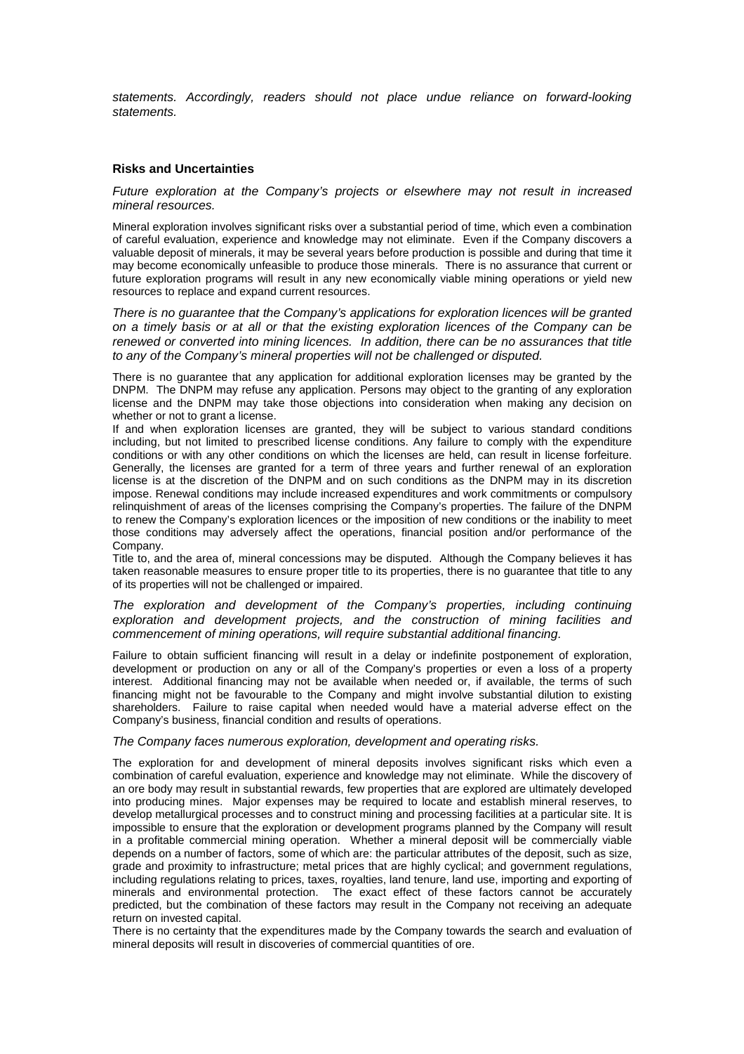*statements. Accordingly, readers should not place undue reliance on forward-looking statements.*

**Risks and Uncertainties**

*Future exploration at the Company's projects or elsewhere may not result in increased mineral resources.*

Mineral exploration involves significant risks over a substantial period of time, which even a combination of careful evaluation, experience and knowledge may not eliminate. Even if the Company discovers a valuable deposit of minerals, it may be several years before production is possible and during that time it may become economically unfeasible to produce those minerals. There is no assurance that current or future exploration programs will result in any new economically viable mining operations or yield new resources to replace and expand current resources.

*There is no guarantee that the Company's applications for exploration licences will be granted on a timely basis or at all or that the existing exploration licences of the Company can be renewed or converted into mining licences. In addition, there can be no assurances that title to any of the Company's mineral properties will not be challenged or disputed.*

There is no guarantee that any application for additional exploration licenses may be granted by the DNPM. The DNPM may refuse any application. Persons may object to the granting of any exploration license and the DNPM may take those objections into consideration when making any decision on whether or not to grant a license.

If and when exploration licenses are granted, they will be subject to various standard conditions including, but not limited to prescribed license conditions. Any failure to comply with the expenditure conditions or with any other conditions on which the licenses are held, can result in license forfeiture. Generally, the licenses are granted for a term of three years and further renewal of an exploration license is at the discretion of the DNPM and on such conditions as the DNPM may in its discretion impose. Renewal conditions may include increased expenditures and work commitments or compulsory relinquishment of areas of the licenses comprising the Company's properties. The failure of the DNPM to renew the Company's exploration licences or the imposition of new conditions or the inability to meet those conditions may adversely affect the operations, financial position and/or performance of the Company.

Title to, and the area of, mineral concessions may be disputed. Although the Company believes it has taken reasonable measures to ensure proper title to its properties, there is no guarantee that title to any of its properties will not be challenged or impaired.

*The exploration and development of the Company's properties, including continuing exploration and development projects, and the construction of mining facilities and commencement of mining operations, will require substantial additional financing.*

Failure to obtain sufficient financing will result in a delay or indefinite postponement of exploration, development or production on any or all of the Company's properties or even a loss of a property interest. Additional financing may not be available when needed or, if available, the terms of such financing might not be favourable to the Company and might involve substantial dilution to existing shareholders. Failure to raise capital when needed would have a material adverse effect on the Company's business, financial condition and results of operations.

*The Company faces numerous exploration, development and operating risks.*

The exploration for and development of mineral deposits involves significant risks which even a combination of careful evaluation, experience and knowledge may not eliminate. While the discovery of an ore body may result in substantial rewards, few properties that are explored are ultimately developed into producing mines. Major expenses may be required to locate and establish mineral reserves, to develop metallurgical processes and to construct mining and processing facilities at a particular site. It is impossible to ensure that the exploration or development programs planned by the Company will result in a profitable commercial mining operation. Whether a mineral deposit will be commercially viable depends on a number of factors, some of which are: the particular attributes of the deposit, such as size, grade and proximity to infrastructure; metal prices that are highly cyclical; and government regulations, including regulations relating to prices, taxes, royalties, land tenure, land use, importing and exporting of minerals and environmental protection. The exact effect of these factors cannot be accurately predicted, but the combination of these factors may result in the Company not receiving an adequate return on invested capital.

There is no certainty that the expenditures made by the Company towards the search and evaluation of mineral deposits will result in discoveries of commercial quantities of ore.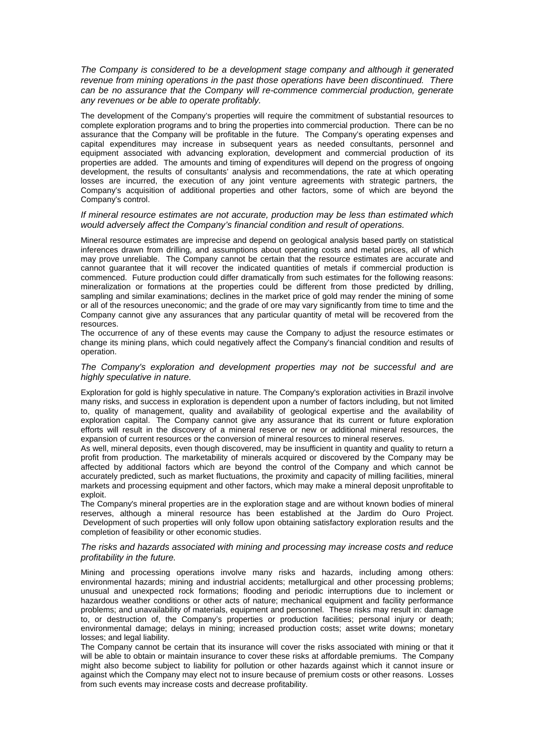*The Company is considered to be a development stage company and although it generated revenue from mining operations in the past those operations have been discontinued. There can be no assurance that the Company will re-commence commercial production, generate any revenues or be able to operate profitably.*

The development of the Company's properties will require the commitment of substantial resources to complete exploration programs and to bring the properties into commercial production. There can be no assurance that the Company will be profitable in the future. The Company's operating expenses and capital expenditures may increase in subsequent years as needed consultants, personnel and equipment associated with advancing exploration, development and commercial production of its properties are added. The amounts and timing of expenditures will depend on the progress of ongoing development, the results of consultants' analysis and recommendations, the rate at which operating losses are incurred, the execution of any joint venture agreements with strategic partners, the Company's acquisition of additional properties and other factors, some of which are beyond the Company's control.

*If mineral resource estimates are not accurate, production may be less than estimated which would adversely affect the Company's financial condition and result of operations.*

Mineral resource estimates are imprecise and depend on geological analysis based partly on statistical inferences drawn from drilling, and assumptions about operating costs and metal prices, all of which may prove unreliable. The Company cannot be certain that the resource estimates are accurate and cannot guarantee that it will recover the indicated quantities of metals if commercial production is commenced. Future production could differ dramatically from such estimates for the following reasons: mineralization or formations at the properties could be different from those predicted by drilling, sampling and similar examinations; declines in the market price of gold may render the mining of some or all of the resources uneconomic; and the grade of ore may vary significantly from time to time and the Company cannot give any assurances that any particular quantity of metal will be recovered from the resources.

The occurrence of any of these events may cause the Company to adjust the resource estimates or change its mining plans, which could negatively affect the Company's financial condition and results of operation.

*The Company's exploration and development properties may not be successful and are highly speculative in nature.*

Exploration for gold is highly speculative in nature. The Company's exploration activities in Brazil involve many risks, and success in exploration is dependent upon a number of factors including, but not limited to, quality of management, quality and availability of geological expertise and the availability of exploration capital. The Company cannot give any assurance that its current or future exploration efforts will result in the discovery of a mineral reserve or new or additional mineral resources, the expansion of current resources or the conversion of mineral resources to mineral reserves.

As well, mineral deposits, even though discovered, may be insufficient in quantity and quality to return a profit from production. The marketability of minerals acquired or discovered by the Company may be affected by additional factors which are beyond the control of the Company and which cannot be accurately predicted, such as market fluctuations, the proximity and capacity of milling facilities, mineral markets and processing equipment and other factors, which may make a mineral deposit unprofitable to exploit.

The Company's mineral properties are in the exploration stage and are without known bodies of mineral reserves, although a mineral resource has been established at the Jardim do Ouro Project. Development of such properties will only follow upon obtaining satisfactory exploration results and the completion of feasibility or other economic studies.

*The risks and hazards associated with mining and processing may increase costs and reduce profitability in the future.*

Mining and processing operations involve many risks and hazards, including among others: environmental hazards; mining and industrial accidents; metallurgical and other processing problems; unusual and unexpected rock formations; flooding and periodic interruptions due to inclement or hazardous weather conditions or other acts of nature; mechanical equipment and facility performance problems; and unavailability of materials, equipment and personnel. These risks may result in: damage to, or destruction of, the Company's properties or production facilities; personal injury or death; environmental damage; delays in mining; increased production costs; asset write downs; monetary losses; and legal liability.

The Company cannot be certain that its insurance will cover the risks associated with mining or that it will be able to obtain or maintain insurance to cover these risks at affordable premiums. The Company might also become subject to liability for pollution or other hazards against which it cannot insure or against which the Company may elect not to insure because of premium costs or other reasons. Losses from such events may increase costs and decrease profitability.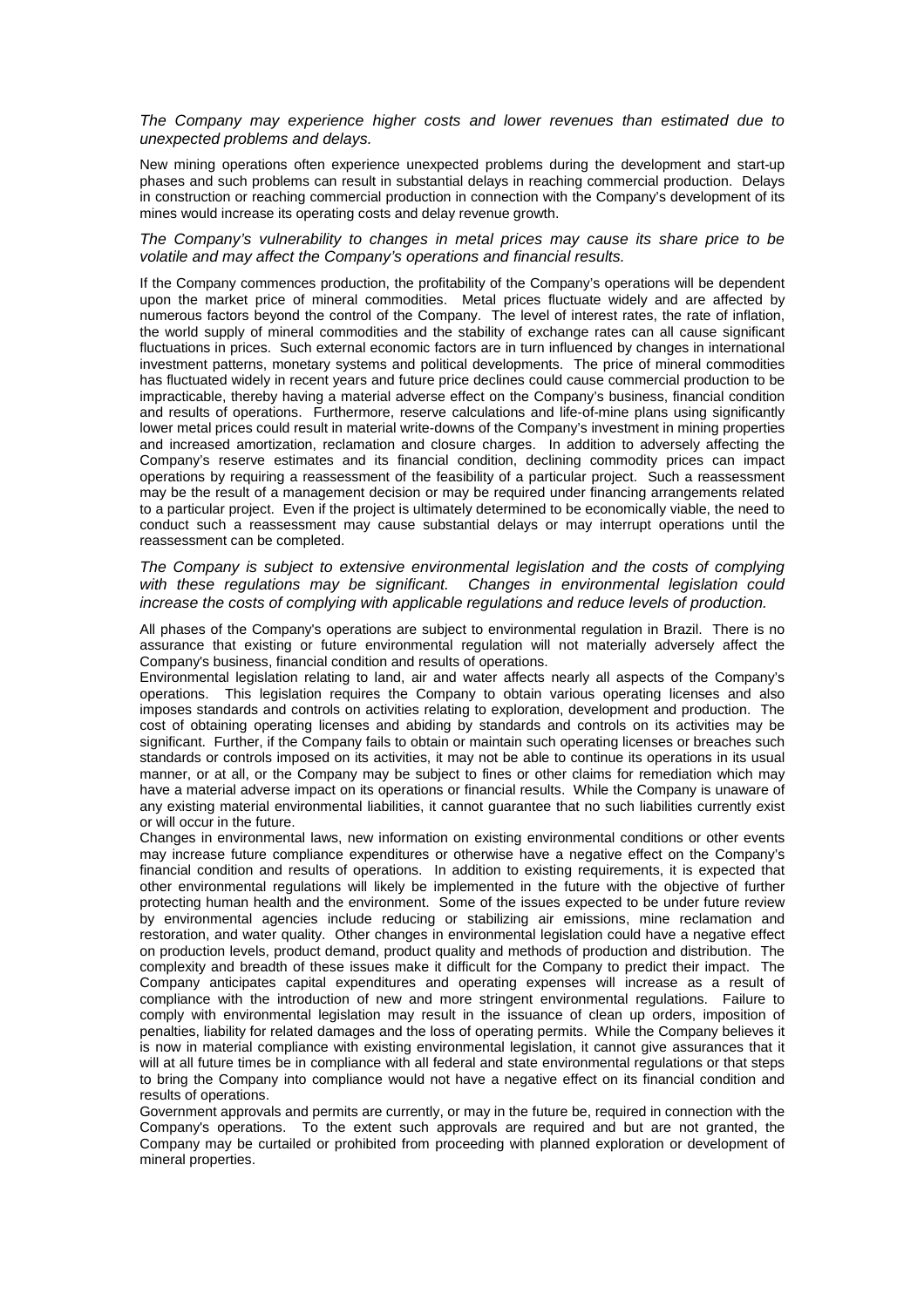*The Company may experience higher costs and lower revenues than estimated due to unexpected problems and delays.*

New mining operations often experience unexpected problems during the development and start-up phases and such problems can result in substantial delays in reaching commercial production. Delays in construction or reaching commercial production in connection with the Company's development of its mines would increase its operating costs and delay revenue growth.

*The Company's vulnerability to changes in metal prices may cause its share price to be volatile and may affect the Company's operations and financial results.*

If the Company commences production, the profitability of the Company's operations will be dependent upon the market price of mineral commodities. Metal prices fluctuate widely and are affected by numerous factors beyond the control of the Company. The level of interest rates, the rate of inflation, the world supply of mineral commodities and the stability of exchange rates can all cause significant fluctuations in prices. Such external economic factors are in turn influenced by changes in international investment patterns, monetary systems and political developments. The price of mineral commodities has fluctuated widely in recent years and future price declines could cause commercial production to be impracticable, thereby having a material adverse effect on the Company's business, financial condition and results of operations. Furthermore, reserve calculations and life-of-mine plans using significantly lower metal prices could result in material write-downs of the Company's investment in mining properties and increased amortization, reclamation and closure charges. In addition to adversely affecting the Company's reserve estimates and its financial condition, declining commodity prices can impact operations by requiring a reassessment of the feasibility of a particular project. Such a reassessment may be the result of a management decision or may be required under financing arrangements related to a particular project. Even if the project is ultimately determined to be economically viable, the need to conduct such a reassessment may cause substantial delays or may interrupt operations until the reassessment can be completed.

*The Company is subject to extensive environmental legislation and the costs of complying with these regulations may be significant. Changes in environmental legislation could increase the costs of complying with applicable regulations and reduce levels of production.*

All phases of the Company's operations are subject to environmental regulation in Brazil. There is no assurance that existing or future environmental regulation will not materially adversely affect the Company's business, financial condition and results of operations.

Environmental legislation relating to land, air and water affects nearly all aspects of the Company's operations. This legislation requires the Company to obtain various operating licenses and also imposes standards and controls on activities relating to exploration, development and production. The cost of obtaining operating licenses and abiding by standards and controls on its activities may be significant. Further, if the Company fails to obtain or maintain such operating licenses or breaches such standards or controls imposed on its activities, it may not be able to continue its operations in its usual manner, or at all, or the Company may be subject to fines or other claims for remediation which may have a material adverse impact on its operations or financial results. While the Company is unaware of any existing material environmental liabilities, it cannot guarantee that no such liabilities currently exist or will occur in the future.

Changes in environmental laws, new information on existing environmental conditions or other events may increase future compliance expenditures or otherwise have a negative effect on the Company's financial condition and results of operations. In addition to existing requirements, it is expected that other environmental regulations will likely be implemented in the future with the objective of further protecting human health and the environment. Some of the issues expected to be under future review by environmental agencies include reducing or stabilizing air emissions, mine reclamation and restoration, and water quality. Other changes in environmental legislation could have a negative effect on production levels, product demand, product quality and methods of production and distribution. The complexity and breadth of these issues make it difficult for the Company to predict their impact. The Company anticipates capital expenditures and operating expenses will increase as a result of compliance with the introduction of new and more stringent environmental regulations. Failure to comply with environmental legislation may result in the issuance of clean up orders, imposition of penalties, liability for related damages and the loss of operating permits. While the Company believes it is now in material compliance with existing environmental legislation, it cannot give assurances that it will at all future times be in compliance with all federal and state environmental regulations or that steps to bring the Company into compliance would not have a negative effect on its financial condition and results of operations.

Government approvals and permits are currently, or may in the future be, required in connection with the Company's operations. To the extent such approvals are required and but are not granted, the Company may be curtailed or prohibited from proceeding with planned exploration or development of mineral properties.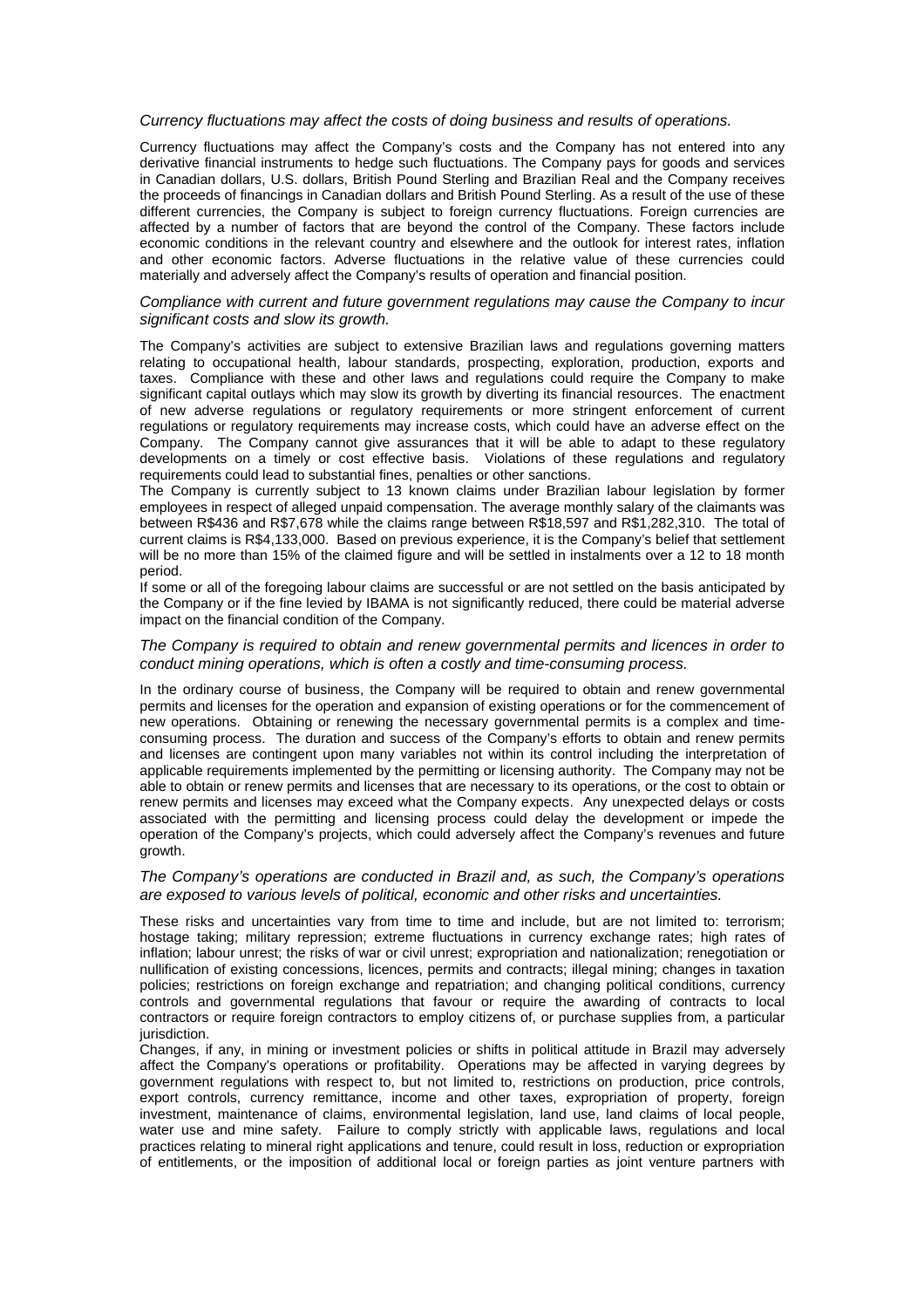*Currency fluctuations may affect the costs of doing business and results of operations.*

Currency fluctuations may affect the Company's costs and the Company has not entered into any derivative financial instruments to hedge such fluctuations. The Company pays for goods and services in Canadian dollars, U.S. dollars, British Pound Sterling and Brazilian Real and the Company receives the proceeds of financings in Canadian dollars and British Pound Sterling. As a result of the use of these different currencies, the Company is subject to foreign currency fluctuations. Foreign currencies are affected by a number of factors that are beyond the control of the Company. These factors include economic conditions in the relevant country and elsewhere and the outlook for interest rates, inflation and other economic factors. Adverse fluctuations in the relative value of these currencies could materially and adversely affect the Company's results of operation and financial position.

*Compliance with current and future government regulations may cause the Company to incur significant costs and slow its growth.*

The Company's activities are subject to extensive Brazilian laws and regulations governing matters relating to occupational health, labour standards, prospecting, exploration, production, exports and taxes. Compliance with these and other laws and regulations could require the Company to make significant capital outlays which may slow its growth by diverting its financial resources. The enactment of new adverse regulations or regulatory requirements or more stringent enforcement of current regulations or regulatory requirements may increase costs, which could have an adverse effect on the Company. The Company cannot give assurances that it will be able to adapt to these regulatory developments on a timely or cost effective basis. Violations of these regulations and regulatory requirements could lead to substantial fines, penalties or other sanctions.

The Company is currently subject to 13 known claims under Brazilian labour legislation by former employees in respect of alleged unpaid compensation. The average monthly salary of the claimants was between R$436 and R$7,678 while the claims range between R$18,597 and R$1,282,310. The total of current claims is R$4,133,000. Based on previous experience, it is the Company's belief that settlement will be no more than 15% of the claimed figure and will be settled in instalments over a 12 to 18 month period.

If some or all of the foregoing labour claims are successful or are not settled on the basis anticipated by the Company or if the fine levied by IBAMA is not significantly reduced, there could be material adverse impact on the financial condition of the Company.

*The Company is required to obtain and renew governmental permits and licences in order to conduct mining operations, which is often a costly and time-consuming process.*

In the ordinary course of business, the Company will be required to obtain and renew governmental permits and licenses for the operation and expansion of existing operations or for the commencement of new operations. Obtaining or renewing the necessary governmental permits is a complex and time-consuming process. The duration and success of the Company's efforts to obtain and renew permits and licenses are contingent upon many variables not within its control including the interpretation of applicable requirements implemented by the permitting or licensing authority. The Company may not be able to obtain or renew permits and licenses that are necessary to its operations, or the cost to obtain or renew permits and licenses may exceed what the Company expects. Any unexpected delays or costs associated with the permitting and licensing process could delay the development or impede the operation of the Company's projects, which could adversely affect the Company's revenues and future growth.

*The Company's operations are conducted in Brazil and, as such, the Company's operations are exposed to various levels of political, economic and other risks and uncertainties.*

These risks and uncertainties vary from time to time and include, but are not limited to: terrorism; hostage taking; military repression; extreme fluctuations in currency exchange rates; high rates of inflation; labour unrest; the risks of war or civil unrest; expropriation and nationalization; renegotiation or nullification of existing concessions, licences, permits and contracts; illegal mining; changes in taxation policies; restrictions on foreign exchange and repatriation; and changing political conditions, currency controls and governmental regulations that favour or require the awarding of contracts to local contractors or require foreign contractors to employ citizens of, or purchase supplies from, a particular jurisdiction.

Changes, if any, in mining or investment policies or shifts in political attitude in Brazil may adversely affect the Company's operations or profitability. Operations may be affected in varying degrees by government regulations with respect to, but not limited to, restrictions on production, price controls, export controls, currency remittance, income and other taxes, expropriation of property, foreign investment, maintenance of claims, environmental legislation, land use, land claims of local people, water use and mine safety. Failure to comply strictly with applicable laws, regulations and local practices relating to mineral right applications and tenure, could result in loss, reduction or expropriation of entitlements, or the imposition of additional local or foreign parties as joint venture partners with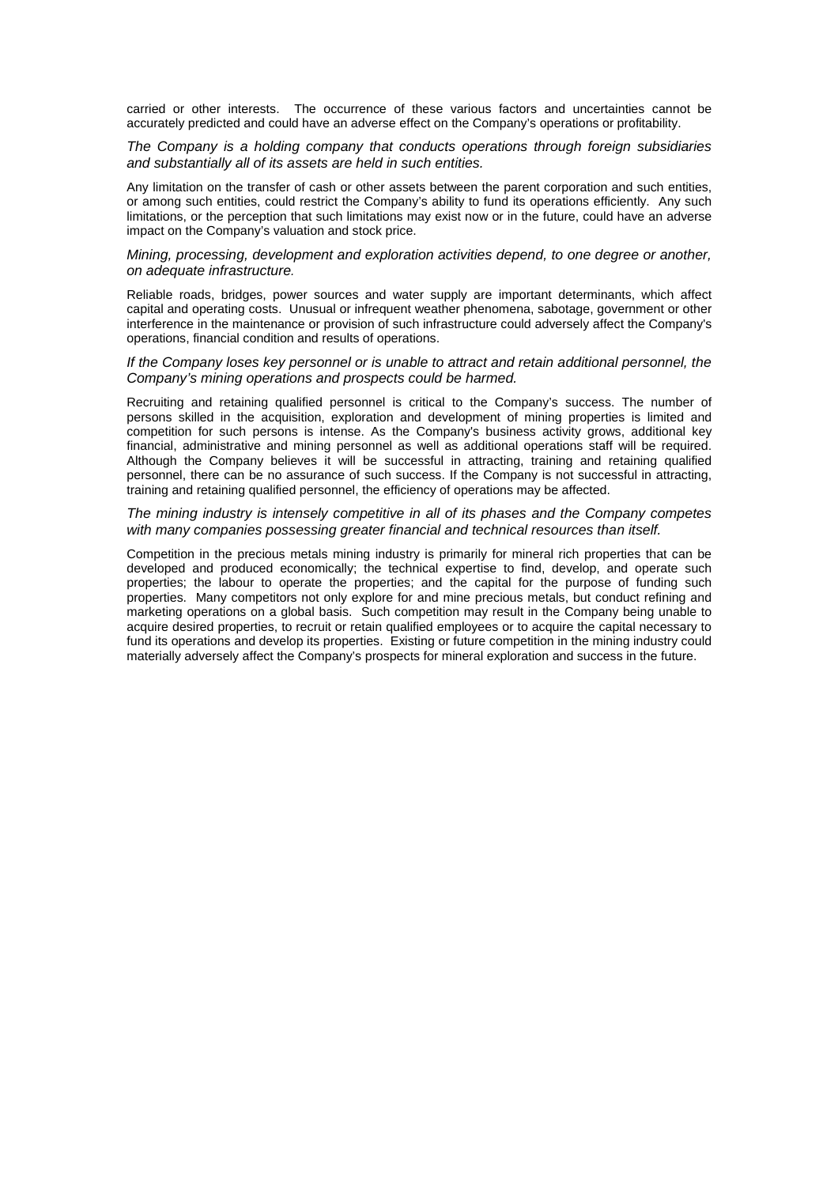carried or other interests. The occurrence of these various factors and uncertainties cannot be accurately predicted and could have an adverse effect on the Company's operations or profitability.

*The Company is a holding company that conducts operations through foreign subsidiaries and substantially all of its assets are held in such entities.*

Any limitation on the transfer of cash or other assets between the parent corporation and such entities, or among such entities, could restrict the Company's ability to fund its operations efficiently. Any such limitations, or the perception that such limitations may exist now or in the future, could have an adverse impact on the Company's valuation and stock price.

*Mining, processing, development and exploration activities depend, to one degree or another, on adequate infrastructure.*

Reliable roads, bridges, power sources and water supply are important determinants, which affect capital and operating costs. Unusual or infrequent weather phenomena, sabotage, government or other interference in the maintenance or provision of such infrastructure could adversely affect the Company's operations, financial condition and results of operations.

*If the Company loses key personnel or is unable to attract and retain additional personnel, the Company's mining operations and prospects could be harmed.*

Recruiting and retaining qualified personnel is critical to the Company's success. The number of persons skilled in the acquisition, exploration and development of mining properties is limited and competition for such persons is intense. As the Company's business activity grows, additional key financial, administrative and mining personnel as well as additional operations staff will be required. Although the Company believes it will be successful in attracting, training and retaining qualified personnel, there can be no assurance of such success. If the Company is not successful in attracting, training and retaining qualified personnel, the efficiency of operations may be affected.

*The mining industry is intensely competitive in all of its phases and the Company competes with many companies possessing greater financial and technical resources than itself.*

Competition in the precious metals mining industry is primarily for mineral rich properties that can be developed and produced economically; the technical expertise to find, develop, and operate such properties; the labour to operate the properties; and the capital for the purpose of funding such properties. Many competitors not only explore for and mine precious metals, but conduct refining and marketing operations on a global basis. Such competition may result in the Company being unable to acquire desired properties, to recruit or retain qualified employees or to acquire the capital necessary to fund its operations and develop its properties. Existing or future competition in the mining industry could materially adversely affect the Company's prospects for mineral exploration and success in the future.